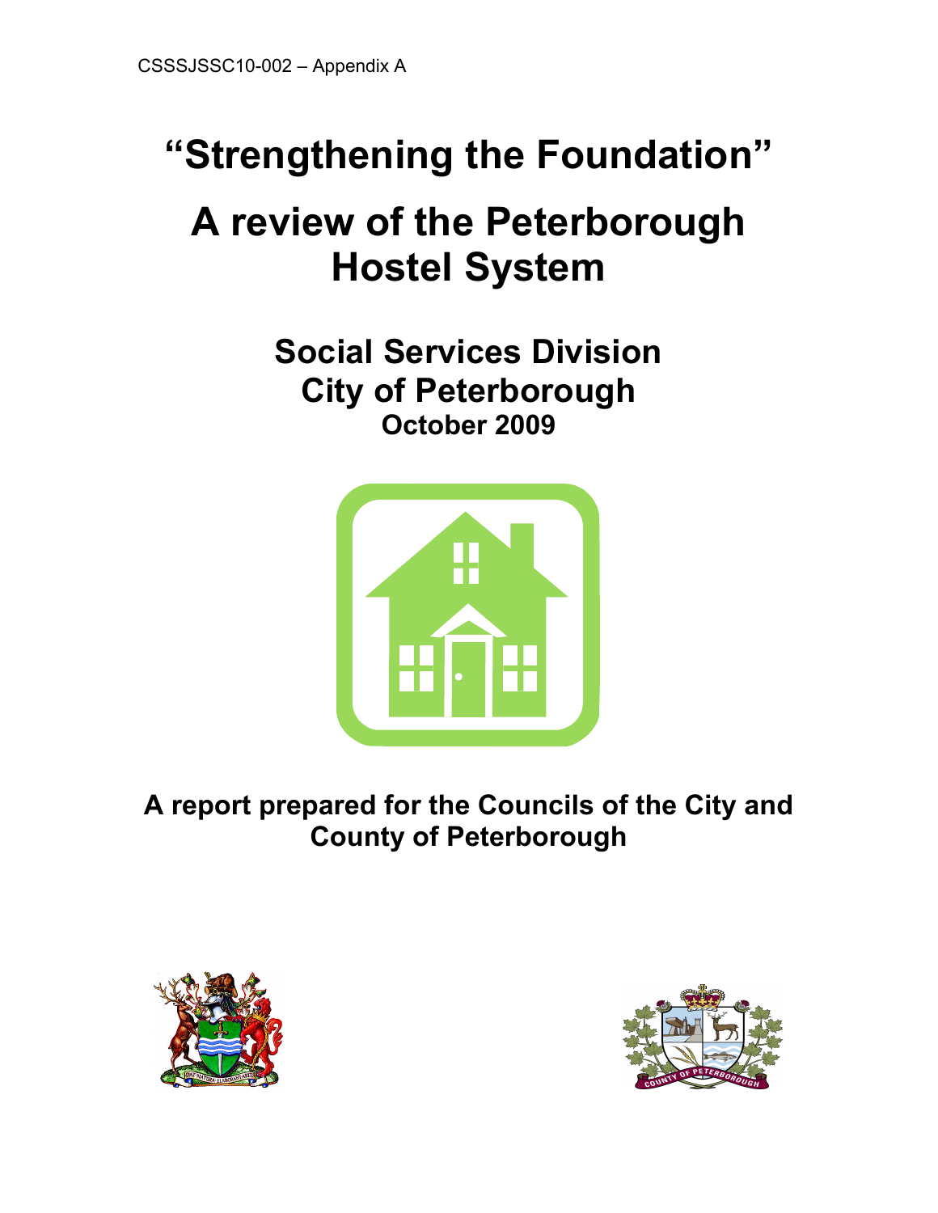CSSSJSSC10-002 – Appendix A

# "Strengthening the Foundation"

# A review of the Peterborough Hostel System

## Social Services Division
## City of Peterborough
### October 2009

**A report prepared for the Councils of the City and County of Peterborough**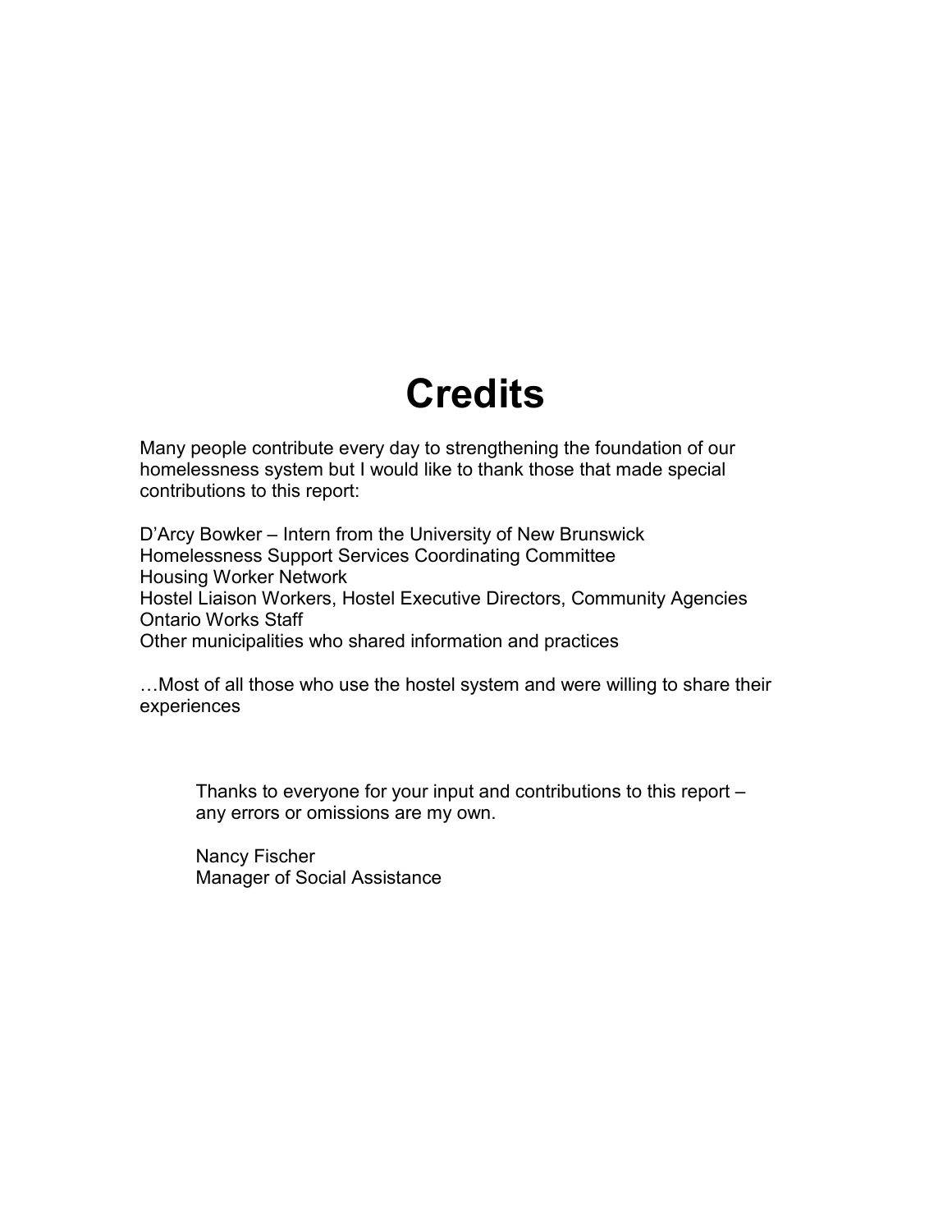# Credits

Many people contribute every day to strengthening the foundation of our homelessness system but I would like to thank those that made special contributions to this report:

D'Arcy Bowker – Intern from the University of New Brunswick
Homelessness Support Services Coordinating Committee
Housing Worker Network
Hostel Liaison Workers, Hostel Executive Directors, Community Agencies
Ontario Works Staff
Other municipalities who shared information and practices

…Most of all those who use the hostel system and were willing to share their experiences

Thanks to everyone for your input and contributions to this report – any errors or omissions are my own.

Nancy Fischer
Manager of Social Assistance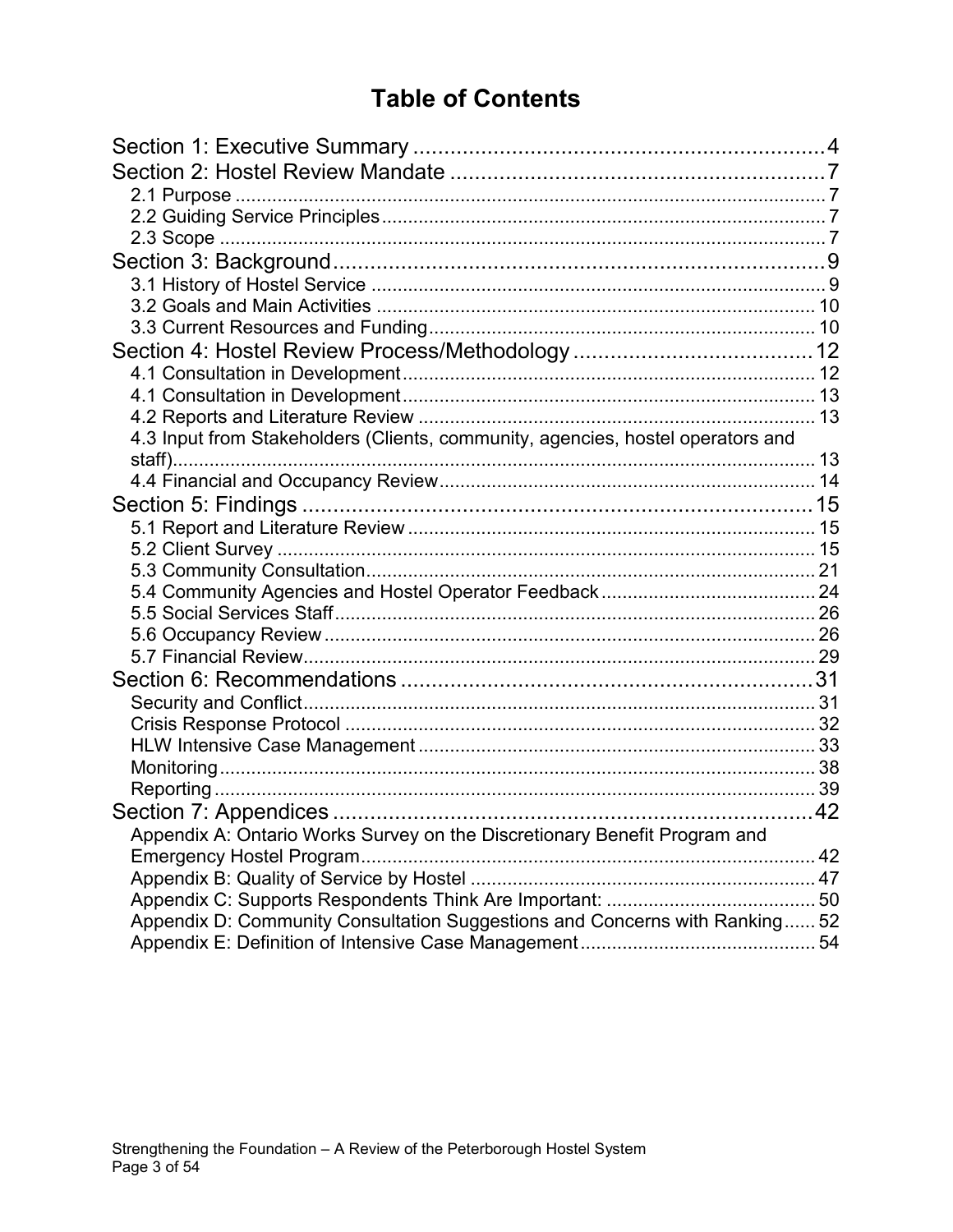# Table of Contents

- Section 1: Executive Summary .......... 4
- Section 2: Hostel Review Mandate .......... 7
  - 2.1 Purpose .......... 7
  - 2.2 Guiding Service Principles .......... 7
  - 2.3 Scope .......... 7
- Section 3: Background .......... 9
  - 3.1 History of Hostel Service .......... 9
  - 3.2 Goals and Main Activities .......... 10
  - 3.3 Current Resources and Funding .......... 10
- Section 4: Hostel Review Process/Methodology .......... 12
  - 4.1 Consultation in Development .......... 12
  - 4.1 Consultation in Development .......... 13
  - 4.2 Reports and Literature Review .......... 13
  - 4.3 Input from Stakeholders (Clients, community, agencies, hostel operators and staff) .......... 13
  - 4.4 Financial and Occupancy Review .......... 14
- Section 5: Findings .......... 15
  - 5.1 Report and Literature Review .......... 15
  - 5.2 Client Survey .......... 15
  - 5.3 Community Consultation .......... 21
  - 5.4 Community Agencies and Hostel Operator Feedback .......... 24
  - 5.5 Social Services Staff .......... 26
  - 5.6 Occupancy Review .......... 26
  - 5.7 Financial Review .......... 29
- Section 6: Recommendations .......... 31
  - Security and Conflict .......... 31
  - Crisis Response Protocol .......... 32
  - HLW Intensive Case Management .......... 33
  - Monitoring .......... 38
  - Reporting .......... 39
- Section 7: Appendices .......... 42
  - Appendix A: Ontario Works Survey on the Discretionary Benefit Program and Emergency Hostel Program .......... 42
  - Appendix B: Quality of Service by Hostel .......... 47
  - Appendix C: Supports Respondents Think Are Important: .......... 50
  - Appendix D: Community Consultation Suggestions and Concerns with Ranking .......... 52
  - Appendix E: Definition of Intensive Case Management .......... 54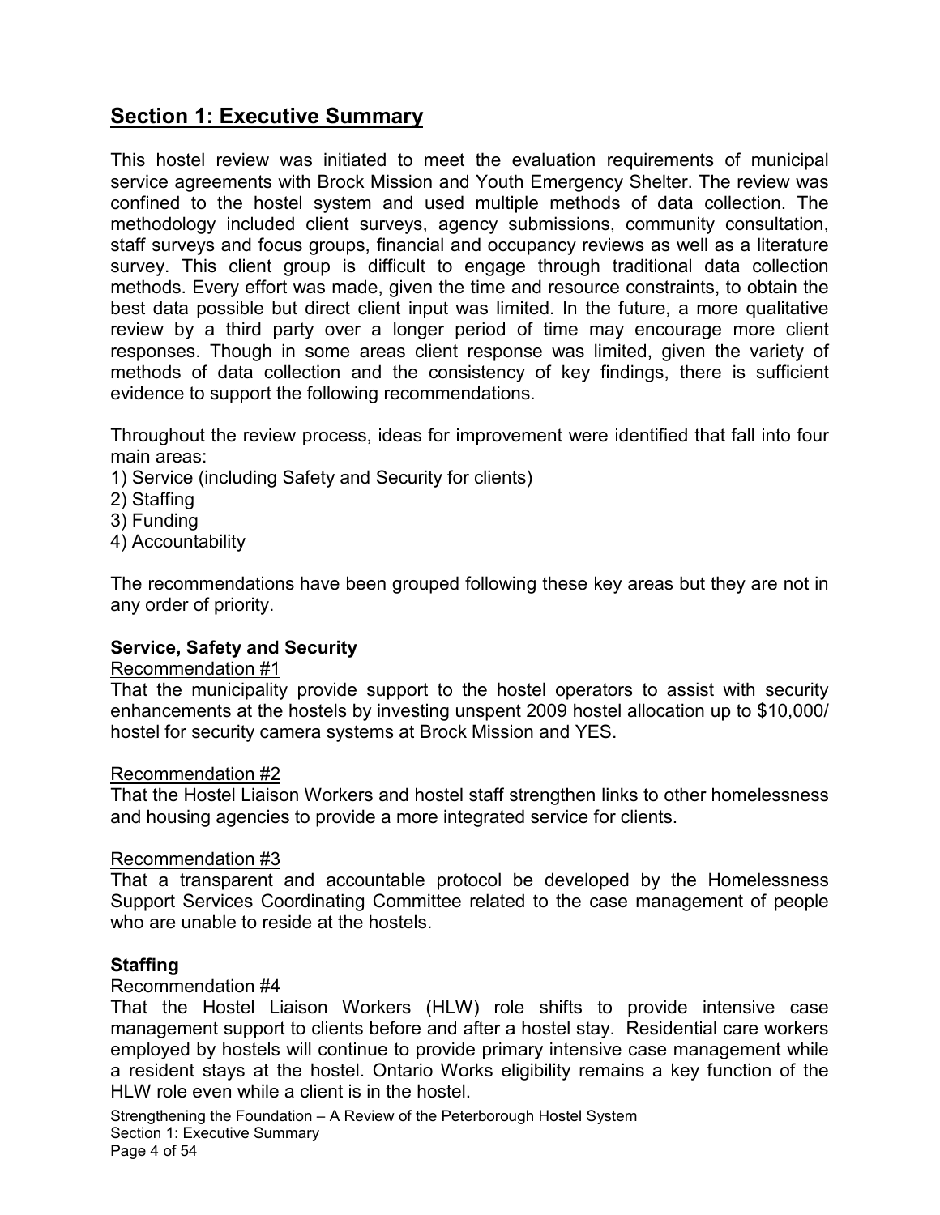## Section 1: Executive Summary

This hostel review was initiated to meet the evaluation requirements of municipal service agreements with Brock Mission and Youth Emergency Shelter. The review was confined to the hostel system and used multiple methods of data collection. The methodology included client surveys, agency submissions, community consultation, staff surveys and focus groups, financial and occupancy reviews as well as a literature survey. This client group is difficult to engage through traditional data collection methods. Every effort was made, given the time and resource constraints, to obtain the best data possible but direct client input was limited. In the future, a more qualitative review by a third party over a longer period of time may encourage more client responses. Though in some areas client response was limited, given the variety of methods of data collection and the consistency of key findings, there is sufficient evidence to support the following recommendations.

Throughout the review process, ideas for improvement were identified that fall into four main areas:

1) Service (including Safety and Security for clients)
2) Staffing
3) Funding
4) Accountability

The recommendations have been grouped following these key areas but they are not in any order of priority.

### Service, Safety and Security

Recommendation #1

That the municipality provide support to the hostel operators to assist with security enhancements at the hostels by investing unspent 2009 hostel allocation up to $10,000/ hostel for security camera systems at Brock Mission and YES.

Recommendation #2

That the Hostel Liaison Workers and hostel staff strengthen links to other homelessness and housing agencies to provide a more integrated service for clients.

Recommendation #3

That a transparent and accountable protocol be developed by the Homelessness Support Services Coordinating Committee related to the case management of people who are unable to reside at the hostels.

### Staffing

Recommendation #4

That the Hostel Liaison Workers (HLW) role shifts to provide intensive case management support to clients before and after a hostel stay. Residential care workers employed by hostels will continue to provide primary intensive case management while a resident stays at the hostel. Ontario Works eligibility remains a key function of the HLW role even while a client is in the hostel.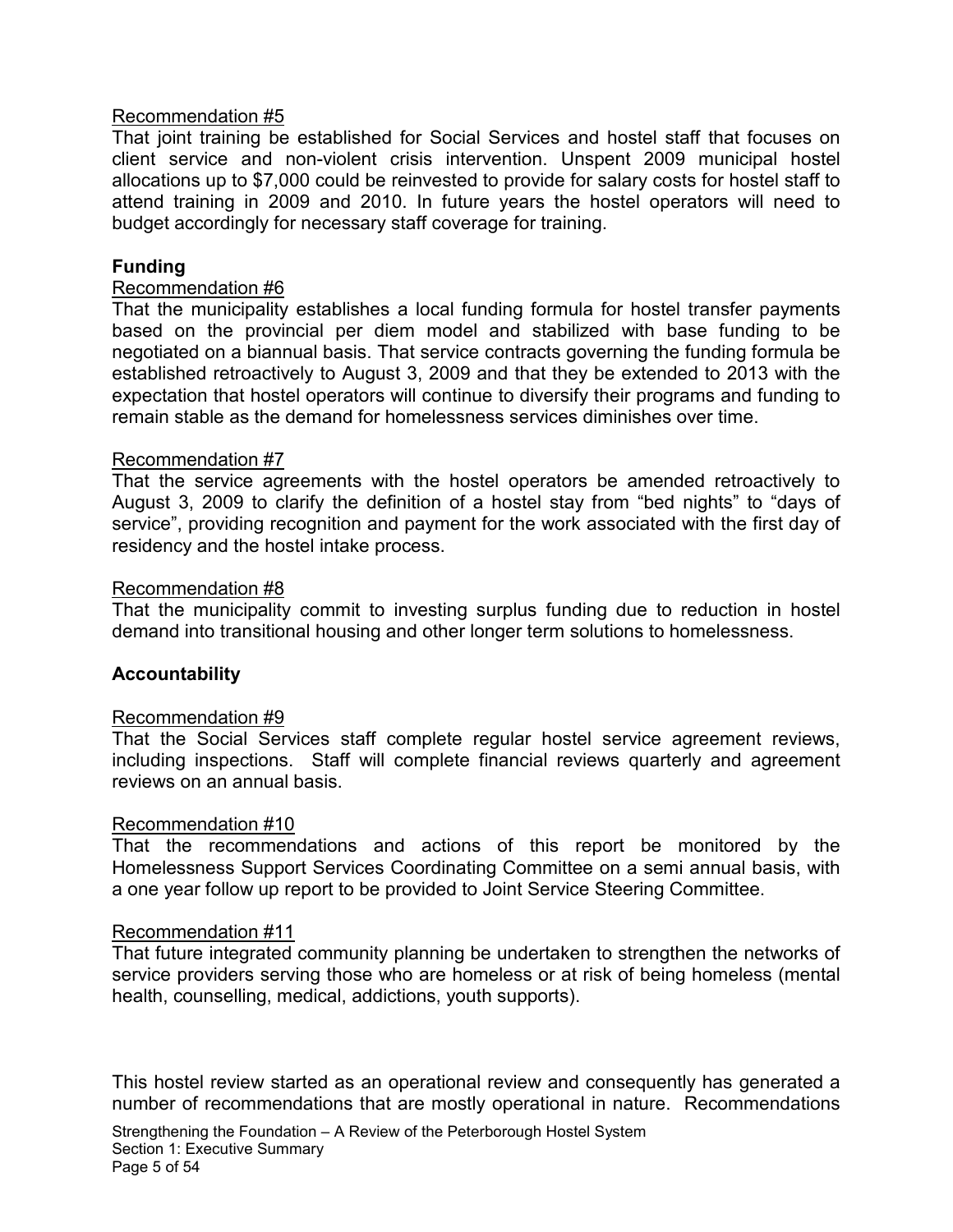Recommendation #5

That joint training be established for Social Services and hostel staff that focuses on client service and non-violent crisis intervention. Unspent 2009 municipal hostel allocations up to $7,000 could be reinvested to provide for salary costs for hostel staff to attend training in 2009 and 2010. In future years the hostel operators will need to budget accordingly for necessary staff coverage for training.

**Funding**

Recommendation #6

That the municipality establishes a local funding formula for hostel transfer payments based on the provincial per diem model and stabilized with base funding to be negotiated on a biannual basis. That service contracts governing the funding formula be established retroactively to August 3, 2009 and that they be extended to 2013 with the expectation that hostel operators will continue to diversify their programs and funding to remain stable as the demand for homelessness services diminishes over time.

Recommendation #7

That the service agreements with the hostel operators be amended retroactively to August 3, 2009 to clarify the definition of a hostel stay from "bed nights" to "days of service", providing recognition and payment for the work associated with the first day of residency and the hostel intake process.

Recommendation #8

That the municipality commit to investing surplus funding due to reduction in hostel demand into transitional housing and other longer term solutions to homelessness.

**Accountability**

Recommendation #9

That the Social Services staff complete regular hostel service agreement reviews, including inspections. Staff will complete financial reviews quarterly and agreement reviews on an annual basis.

Recommendation #10

That the recommendations and actions of this report be monitored by the Homelessness Support Services Coordinating Committee on a semi annual basis, with a one year follow up report to be provided to Joint Service Steering Committee.

Recommendation #11

That future integrated community planning be undertaken to strengthen the networks of service providers serving those who are homeless or at risk of being homeless (mental health, counselling, medical, addictions, youth supports).

This hostel review started as an operational review and consequently has generated a number of recommendations that are mostly operational in nature. Recommendations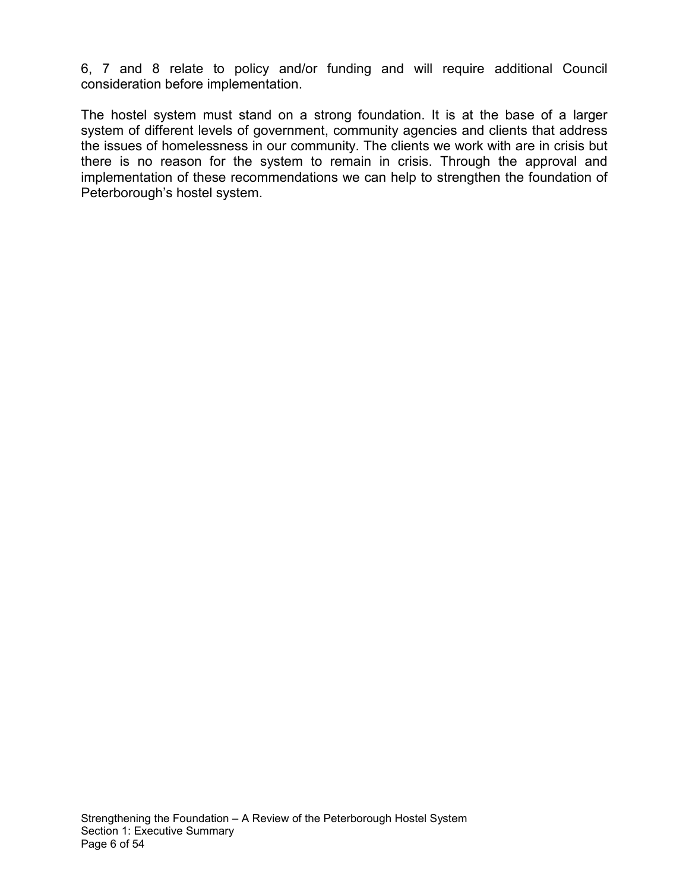6, 7 and 8 relate to policy and/or funding and will require additional Council consideration before implementation.

The hostel system must stand on a strong foundation. It is at the base of a larger system of different levels of government, community agencies and clients that address the issues of homelessness in our community. The clients we work with are in crisis but there is no reason for the system to remain in crisis. Through the approval and implementation of these recommendations we can help to strengthen the foundation of Peterborough's hostel system.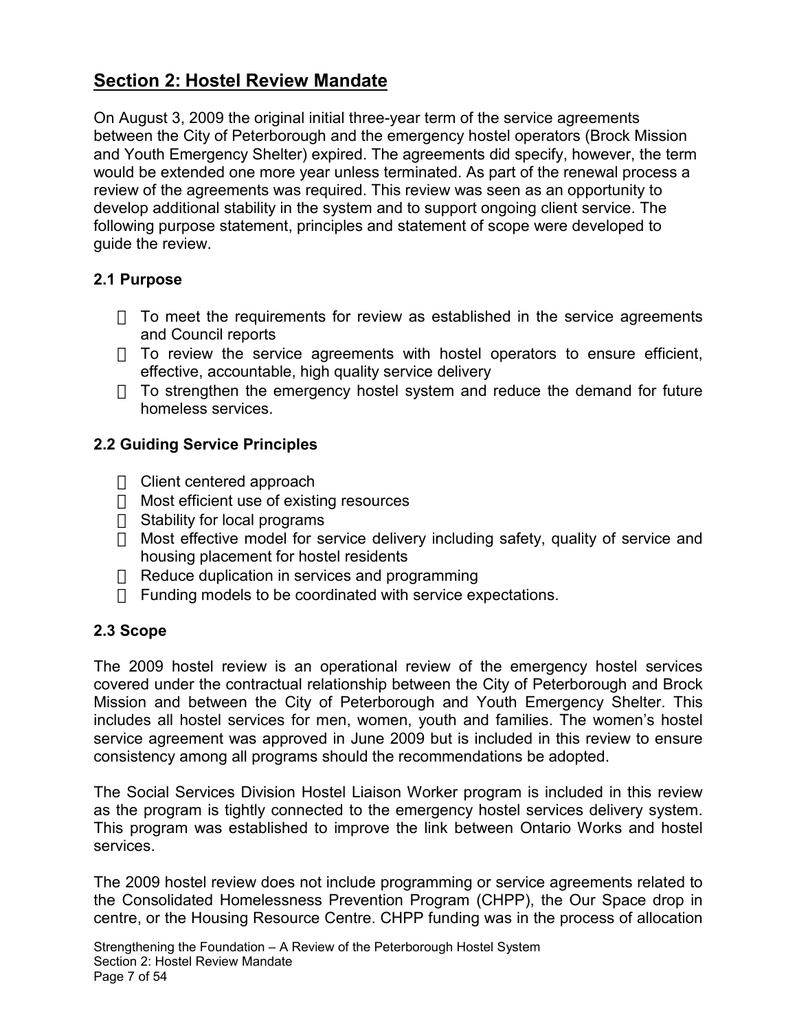## Section 2: Hostel Review Mandate

On August 3, 2009 the original initial three-year term of the service agreements between the City of Peterborough and the emergency hostel operators (Brock Mission and Youth Emergency Shelter) expired. The agreements did specify, however, the term would be extended one more year unless terminated. As part of the renewal process a review of the agreements was required. This review was seen as an opportunity to develop additional stability in the system and to support ongoing client service. The following purpose statement, principles and statement of scope were developed to guide the review.

### 2.1 Purpose

- To meet the requirements for review as established in the service agreements and Council reports
- To review the service agreements with hostel operators to ensure efficient, effective, accountable, high quality service delivery
- To strengthen the emergency hostel system and reduce the demand for future homeless services.

### 2.2 Guiding Service Principles

- Client centered approach
- Most efficient use of existing resources
- Stability for local programs
- Most effective model for service delivery including safety, quality of service and housing placement for hostel residents
- Reduce duplication in services and programming
- Funding models to be coordinated with service expectations.

### 2.3 Scope

The 2009 hostel review is an operational review of the emergency hostel services covered under the contractual relationship between the City of Peterborough and Brock Mission and between the City of Peterborough and Youth Emergency Shelter. This includes all hostel services for men, women, youth and families. The women's hostel service agreement was approved in June 2009 but is included in this review to ensure consistency among all programs should the recommendations be adopted.

The Social Services Division Hostel Liaison Worker program is included in this review as the program is tightly connected to the emergency hostel services delivery system. This program was established to improve the link between Ontario Works and hostel services.

The 2009 hostel review does not include programming or service agreements related to the Consolidated Homelessness Prevention Program (CHPP), the Our Space drop in centre, or the Housing Resource Centre. CHPP funding was in the process of allocation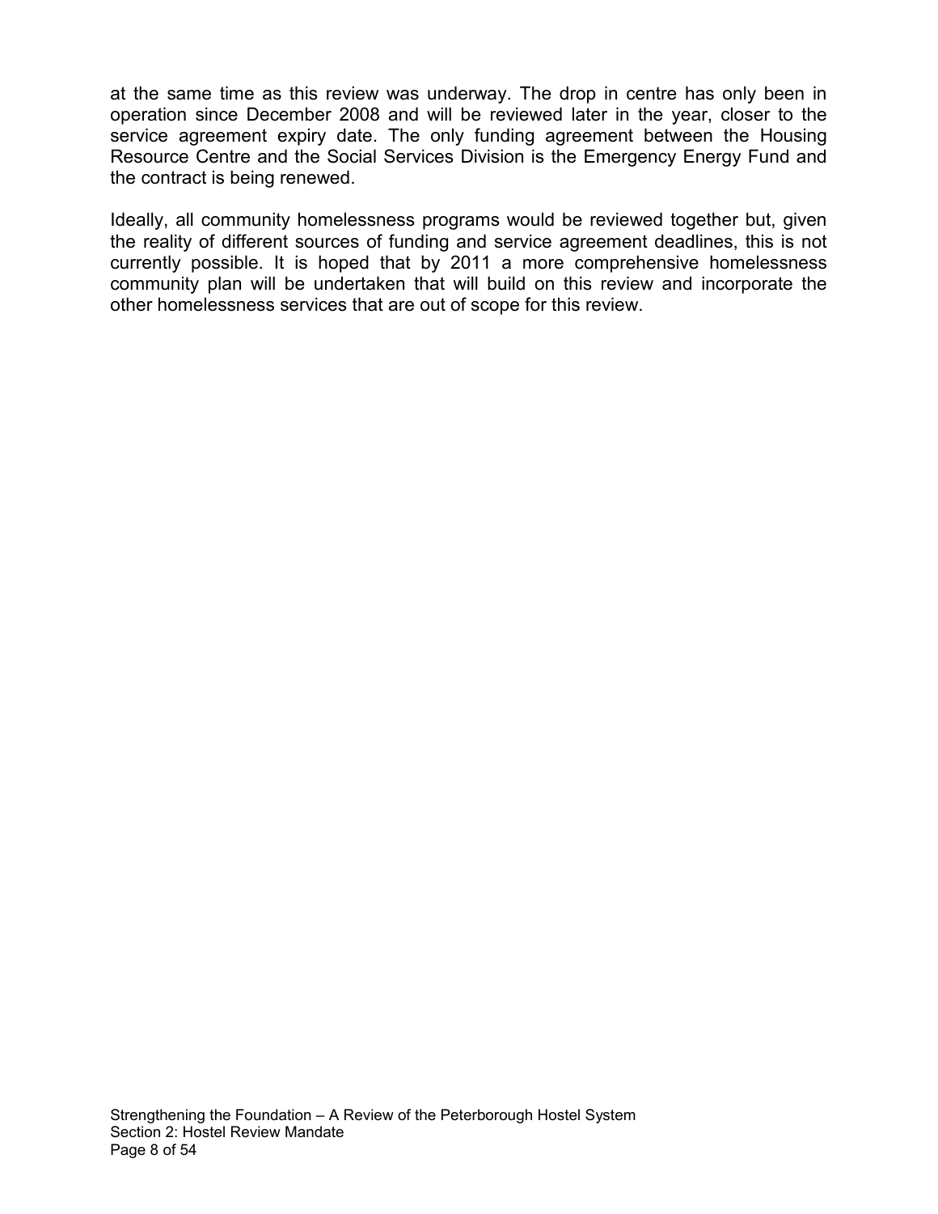at the same time as this review was underway. The drop in centre has only been in operation since December 2008 and will be reviewed later in the year, closer to the service agreement expiry date. The only funding agreement between the Housing Resource Centre and the Social Services Division is the Emergency Energy Fund and the contract is being renewed.

Ideally, all community homelessness programs would be reviewed together but, given the reality of different sources of funding and service agreement deadlines, this is not currently possible. It is hoped that by 2011 a more comprehensive homelessness community plan will be undertaken that will build on this review and incorporate the other homelessness services that are out of scope for this review.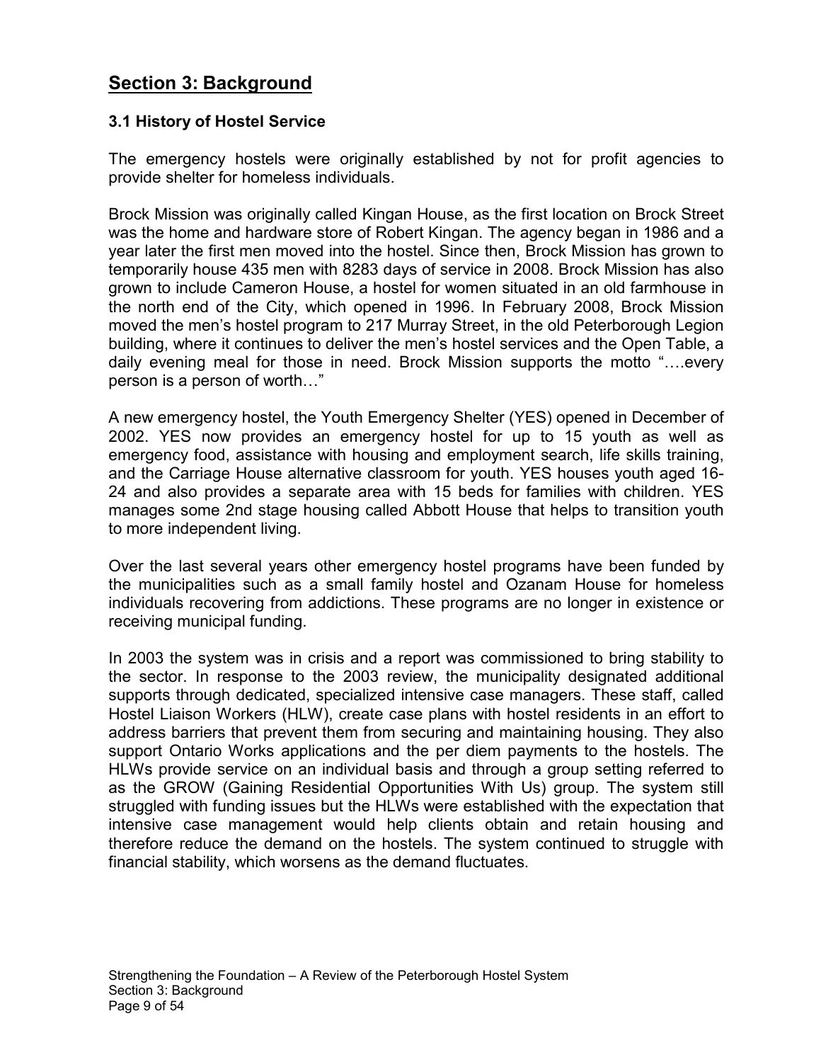## Section 3: Background

### 3.1 History of Hostel Service

The emergency hostels were originally established by not for profit agencies to provide shelter for homeless individuals.

Brock Mission was originally called Kingan House, as the first location on Brock Street was the home and hardware store of Robert Kingan. The agency began in 1986 and a year later the first men moved into the hostel. Since then, Brock Mission has grown to temporarily house 435 men with 8283 days of service in 2008. Brock Mission has also grown to include Cameron House, a hostel for women situated in an old farmhouse in the north end of the City, which opened in 1996. In February 2008, Brock Mission moved the men's hostel program to 217 Murray Street, in the old Peterborough Legion building, where it continues to deliver the men's hostel services and the Open Table, a daily evening meal for those in need. Brock Mission supports the motto "….every person is a person of worth…"

A new emergency hostel, the Youth Emergency Shelter (YES) opened in December of 2002. YES now provides an emergency hostel for up to 15 youth as well as emergency food, assistance with housing and employment search, life skills training, and the Carriage House alternative classroom for youth. YES houses youth aged 16-24 and also provides a separate area with 15 beds for families with children. YES manages some 2nd stage housing called Abbott House that helps to transition youth to more independent living.

Over the last several years other emergency hostel programs have been funded by the municipalities such as a small family hostel and Ozanam House for homeless individuals recovering from addictions. These programs are no longer in existence or receiving municipal funding.

In 2003 the system was in crisis and a report was commissioned to bring stability to the sector. In response to the 2003 review, the municipality designated additional supports through dedicated, specialized intensive case managers. These staff, called Hostel Liaison Workers (HLW), create case plans with hostel residents in an effort to address barriers that prevent them from securing and maintaining housing. They also support Ontario Works applications and the per diem payments to the hostels. The HLWs provide service on an individual basis and through a group setting referred to as the GROW (Gaining Residential Opportunities With Us) group. The system still struggled with funding issues but the HLWs were established with the expectation that intensive case management would help clients obtain and retain housing and therefore reduce the demand on the hostels. The system continued to struggle with financial stability, which worsens as the demand fluctuates.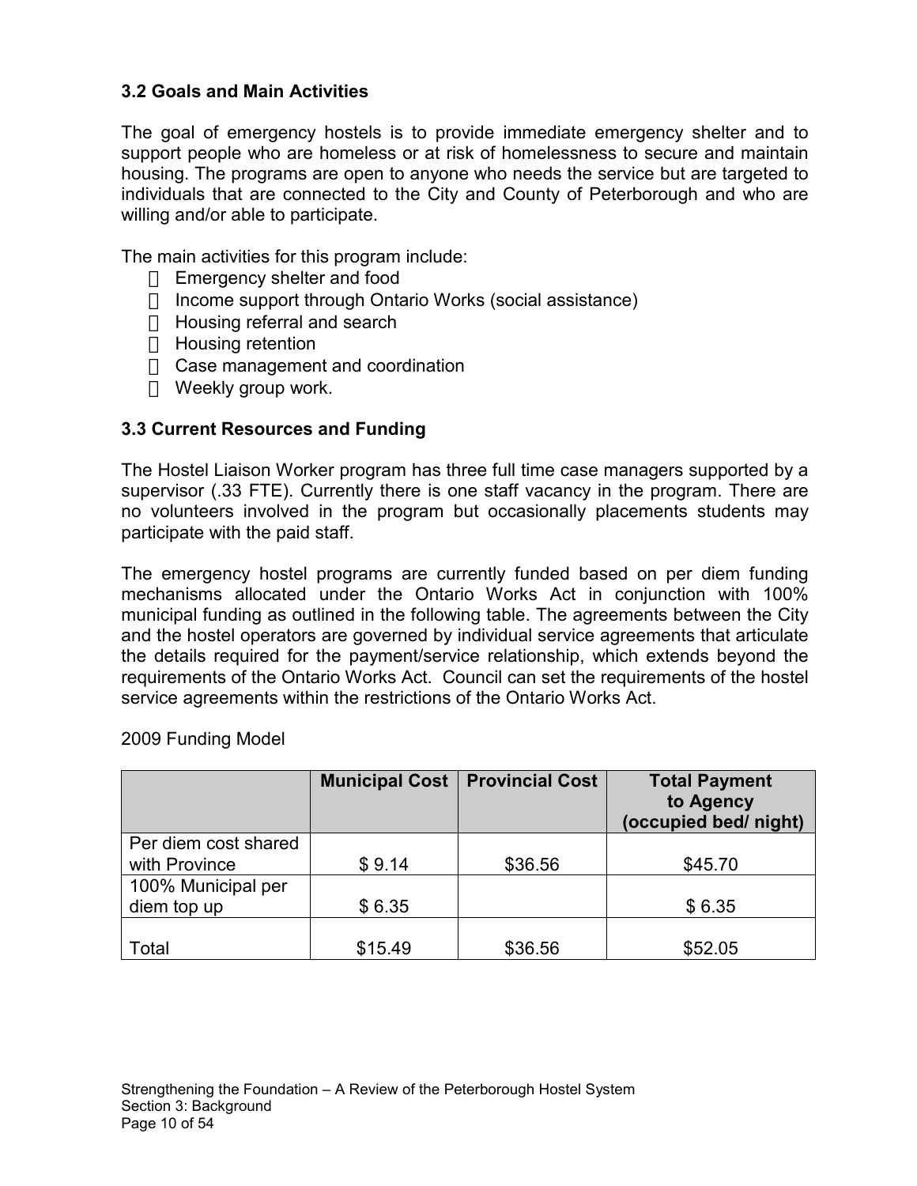### 3.2 Goals and Main Activities

The goal of emergency hostels is to provide immediate emergency shelter and to support people who are homeless or at risk of homelessness to secure and maintain housing. The programs are open to anyone who needs the service but are targeted to individuals that are connected to the City and County of Peterborough and who are willing and/or able to participate.

The main activities for this program include:

- Emergency shelter and food
- Income support through Ontario Works (social assistance)
- Housing referral and search
- Housing retention
- Case management and coordination
- Weekly group work.

### 3.3 Current Resources and Funding

The Hostel Liaison Worker program has three full time case managers supported by a supervisor (.33 FTE). Currently there is one staff vacancy in the program. There are no volunteers involved in the program but occasionally placements students may participate with the paid staff.

The emergency hostel programs are currently funded based on per diem funding mechanisms allocated under the Ontario Works Act in conjunction with 100% municipal funding as outlined in the following table. The agreements between the City and the hostel operators are governed by individual service agreements that articulate the details required for the payment/service relationship, which extends beyond the requirements of the Ontario Works Act. Council can set the requirements of the hostel service agreements within the restrictions of the Ontario Works Act.

2009 Funding Model

| | Municipal Cost | Provincial Cost | Total Payment to Agency (occupied bed/ night) |
|---|---|---|---|
| Per diem cost shared with Province | $ 9.14 | $36.56 | $45.70 |
| 100% Municipal per diem top up | $ 6.35 | | $ 6.35 |
| Total | $15.49 | $36.56 | $52.05 |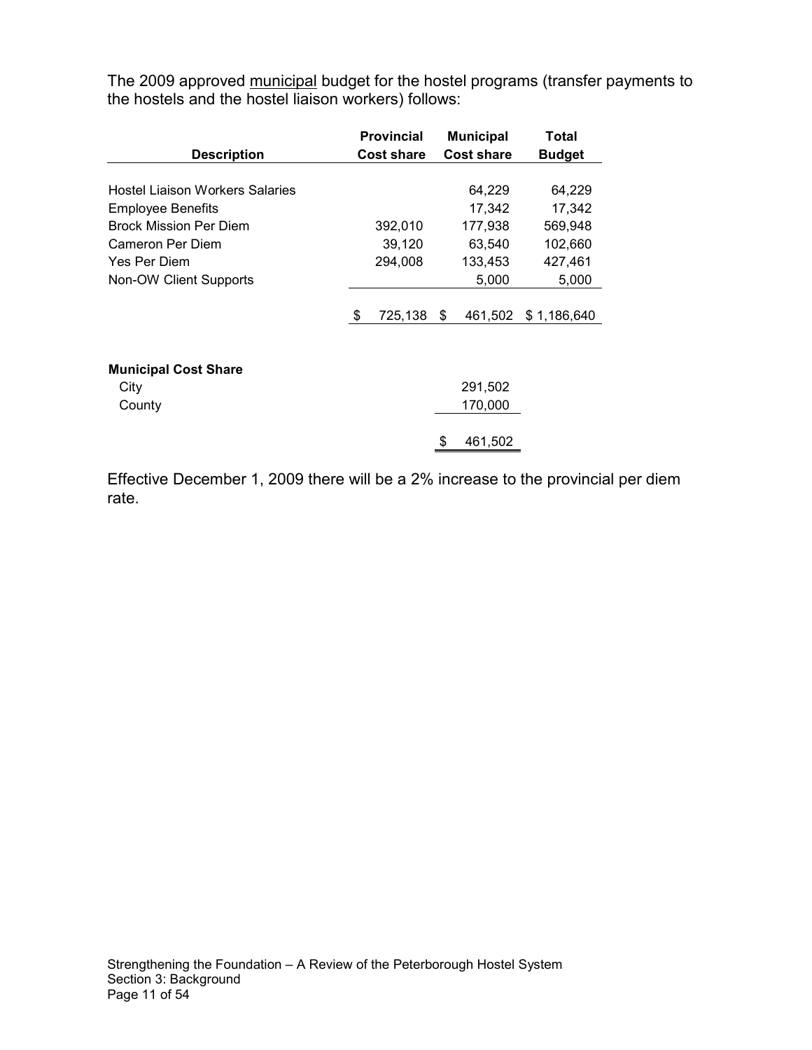The 2009 approved municipal budget for the hostel programs (transfer payments to the hostels and the hostel liaison workers) follows:

| Description | Provincial Cost share | Municipal Cost share | Total Budget |
|---|---|---|---|
| Hostel Liaison Workers Salaries | | 64,229 | 64,229 |
| Employee Benefits | | 17,342 | 17,342 |
| Brock Mission Per Diem | 392,010 | 177,938 | 569,948 |
| Cameron Per Diem | 39,120 | 63,540 | 102,660 |
| Yes Per Diem | 294,008 | 133,453 | 427,461 |
| Non-OW Client Supports | | 5,000 | 5,000 |
| | $ 725,138 | $ 461,502 | $ 1,186,640 |

| Municipal Cost Share | |
|---|---|
| City | 291,502 |
| County | 170,000 |
| | $ 461,502 |

Effective December 1, 2009 there will be a 2% increase to the provincial per diem rate.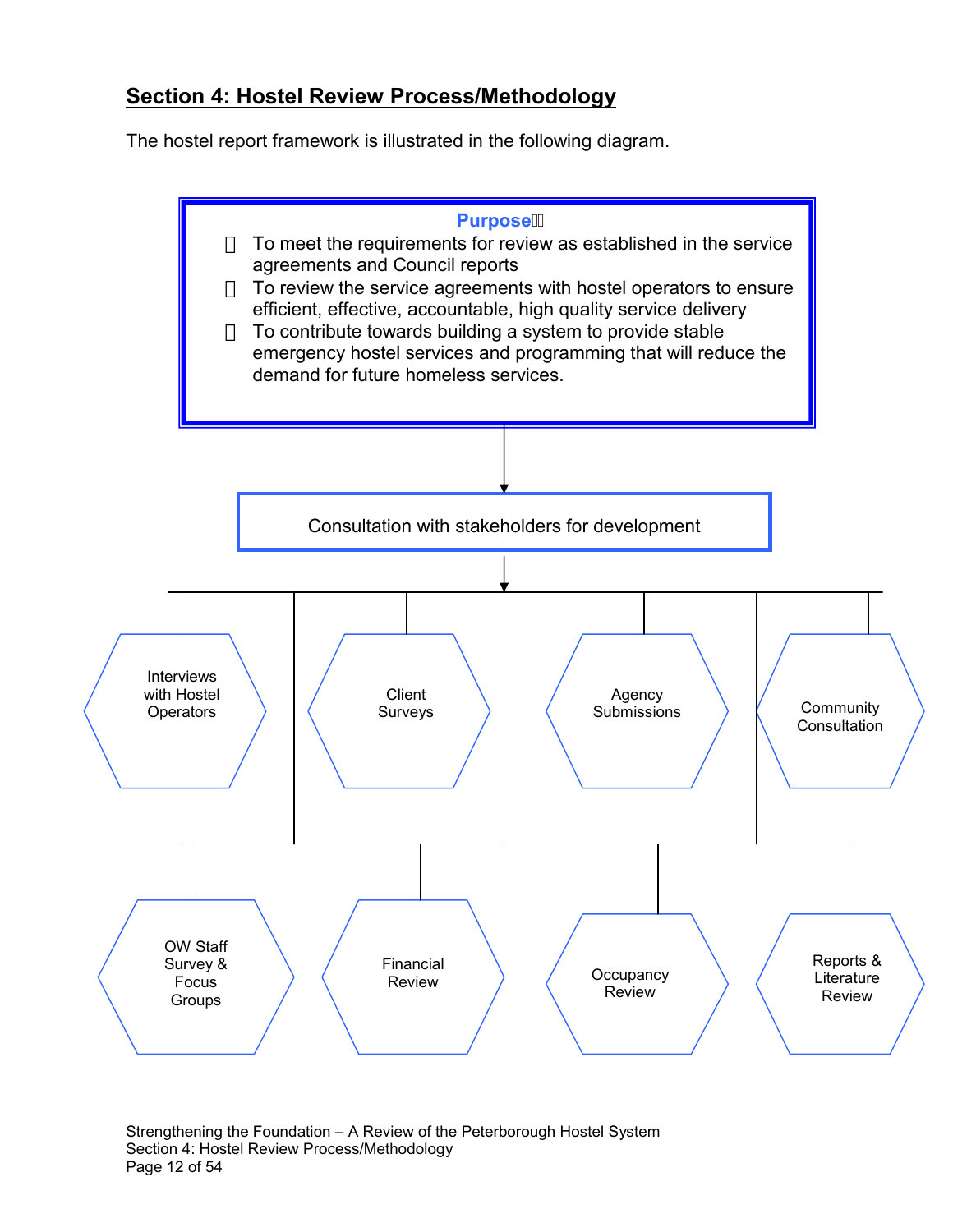## Section 4: Hostel Review Process/Methodology

The hostel report framework is illustrated in the following diagram.

**Purpose**

- To meet the requirements for review as established in the service agreements and Council reports
- To review the service agreements with hostel operators to ensure efficient, effective, accountable, high quality service delivery
- To contribute towards building a system to provide stable emergency hostel services and programming that will reduce the demand for future homeless services.

Consultation with stakeholders for development

- Interviews with Hostel Operators
- Client Surveys
- Agency Submissions
- Community Consultation
- OW Staff Survey & Focus Groups
- Financial Review
- Occupancy Review
- Reports & Literature Review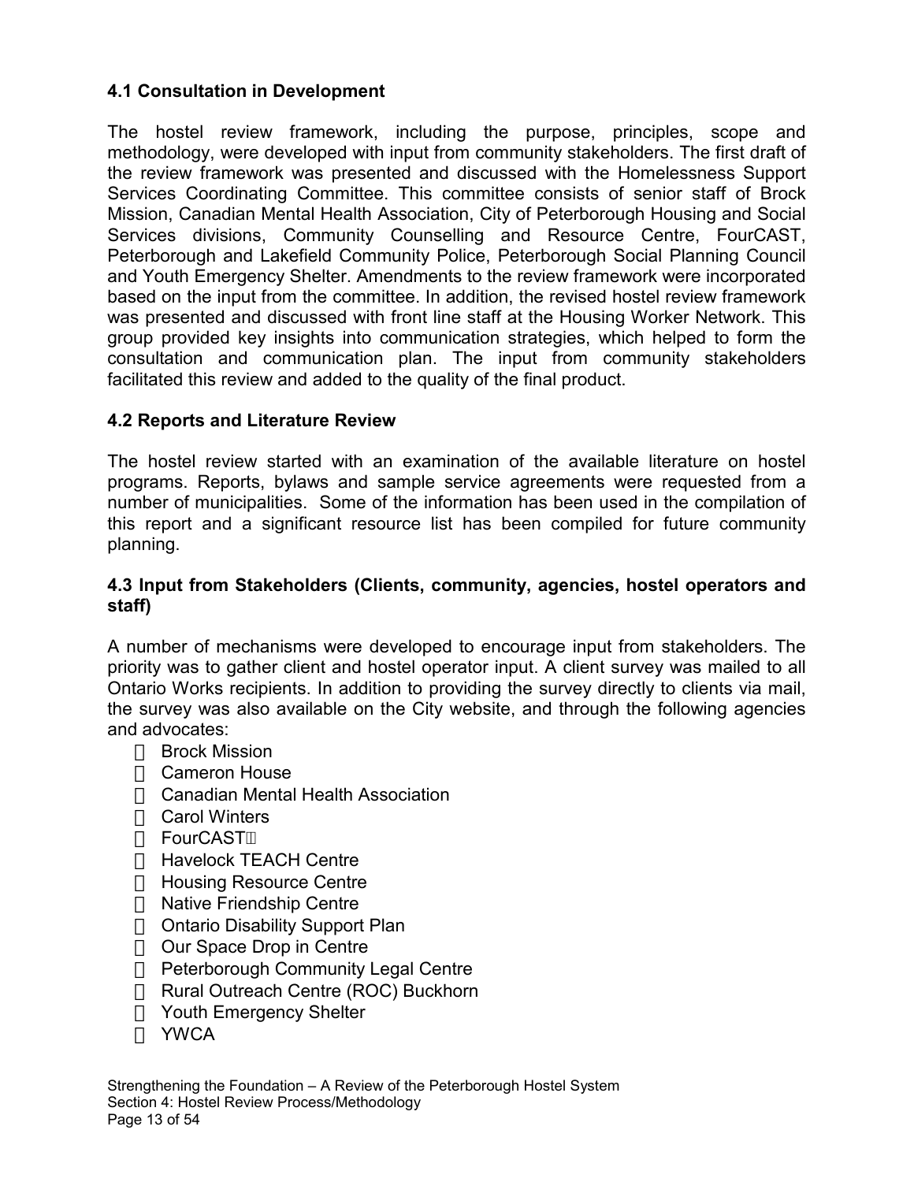### 4.1 Consultation in Development

The hostel review framework, including the purpose, principles, scope and methodology, were developed with input from community stakeholders. The first draft of the review framework was presented and discussed with the Homelessness Support Services Coordinating Committee. This committee consists of senior staff of Brock Mission, Canadian Mental Health Association, City of Peterborough Housing and Social Services divisions, Community Counselling and Resource Centre, FourCAST, Peterborough and Lakefield Community Police, Peterborough Social Planning Council and Youth Emergency Shelter. Amendments to the review framework were incorporated based on the input from the committee. In addition, the revised hostel review framework was presented and discussed with front line staff at the Housing Worker Network. This group provided key insights into communication strategies, which helped to form the consultation and communication plan. The input from community stakeholders facilitated this review and added to the quality of the final product.

### 4.2 Reports and Literature Review

The hostel review started with an examination of the available literature on hostel programs. Reports, bylaws and sample service agreements were requested from a number of municipalities. Some of the information has been used in the compilation of this report and a significant resource list has been compiled for future community planning.

### 4.3 Input from Stakeholders (Clients, community, agencies, hostel operators and staff)

A number of mechanisms were developed to encourage input from stakeholders. The priority was to gather client and hostel operator input. A client survey was mailed to all Ontario Works recipients. In addition to providing the survey directly to clients via mail, the survey was also available on the City website, and through the following agencies and advocates:

- Brock Mission
- Cameron House
- Canadian Mental Health Association
- Carol Winters
- FourCAST
- Havelock TEACH Centre
- Housing Resource Centre
- Native Friendship Centre
- Ontario Disability Support Plan
- Our Space Drop in Centre
- Peterborough Community Legal Centre
- Rural Outreach Centre (ROC) Buckhorn
- Youth Emergency Shelter
- YWCA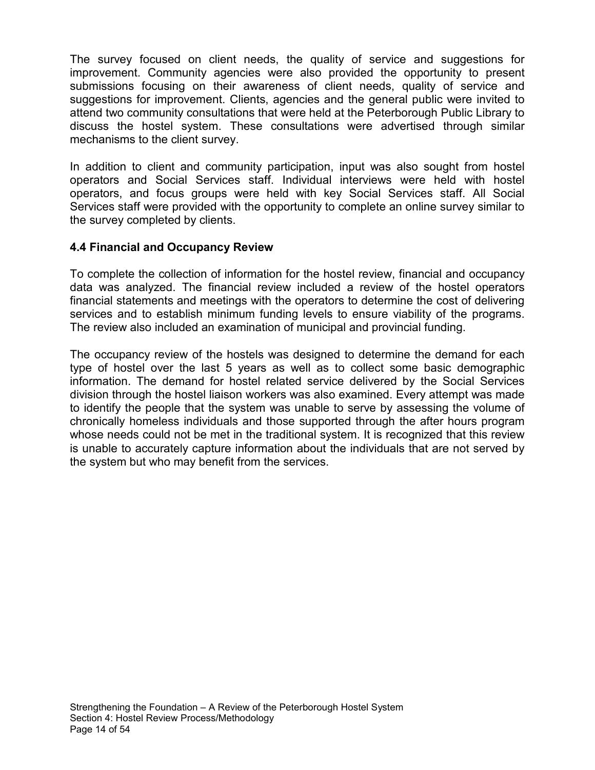The survey focused on client needs, the quality of service and suggestions for improvement. Community agencies were also provided the opportunity to present submissions focusing on their awareness of client needs, quality of service and suggestions for improvement. Clients, agencies and the general public were invited to attend two community consultations that were held at the Peterborough Public Library to discuss the hostel system. These consultations were advertised through similar mechanisms to the client survey.

In addition to client and community participation, input was also sought from hostel operators and Social Services staff. Individual interviews were held with hostel operators, and focus groups were held with key Social Services staff. All Social Services staff were provided with the opportunity to complete an online survey similar to the survey completed by clients.

### 4.4 Financial and Occupancy Review

To complete the collection of information for the hostel review, financial and occupancy data was analyzed. The financial review included a review of the hostel operators financial statements and meetings with the operators to determine the cost of delivering services and to establish minimum funding levels to ensure viability of the programs. The review also included an examination of municipal and provincial funding.

The occupancy review of the hostels was designed to determine the demand for each type of hostel over the last 5 years as well as to collect some basic demographic information. The demand for hostel related service delivered by the Social Services division through the hostel liaison workers was also examined. Every attempt was made to identify the people that the system was unable to serve by assessing the volume of chronically homeless individuals and those supported through the after hours program whose needs could not be met in the traditional system. It is recognized that this review is unable to accurately capture information about the individuals that are not served by the system but who may benefit from the services.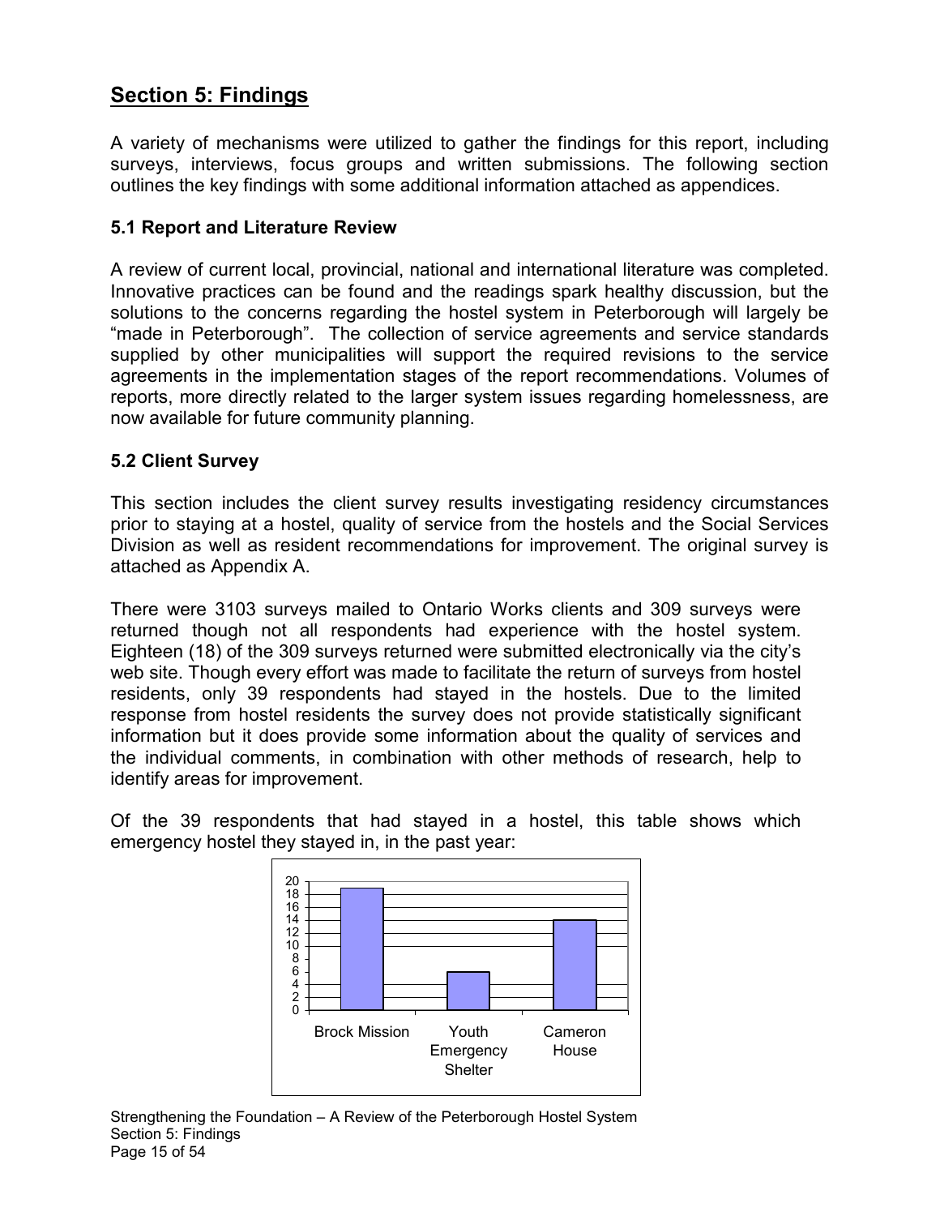## Section 5: Findings

A variety of mechanisms were utilized to gather the findings for this report, including surveys, interviews, focus groups and written submissions. The following section outlines the key findings with some additional information attached as appendices.

### 5.1 Report and Literature Review

A review of current local, provincial, national and international literature was completed. Innovative practices can be found and the readings spark healthy discussion, but the solutions to the concerns regarding the hostel system in Peterborough will largely be "made in Peterborough". The collection of service agreements and service standards supplied by other municipalities will support the required revisions to the service agreements in the implementation stages of the report recommendations. Volumes of reports, more directly related to the larger system issues regarding homelessness, are now available for future community planning.

### 5.2 Client Survey

This section includes the client survey results investigating residency circumstances prior to staying at a hostel, quality of service from the hostels and the Social Services Division as well as resident recommendations for improvement. The original survey is attached as Appendix A.

There were 3103 surveys mailed to Ontario Works clients and 309 surveys were returned though not all respondents had experience with the hostel system. Eighteen (18) of the 309 surveys returned were submitted electronically via the city's web site. Though every effort was made to facilitate the return of surveys from hostel residents, only 39 respondents had stayed in the hostels. Due to the limited response from hostel residents the survey does not provide statistically significant information but it does provide some information about the quality of services and the individual comments, in combination with other methods of research, help to identify areas for improvement.

Of the 39 respondents that had stayed in a hostel, this table shows which emergency hostel they stayed in, in the past year:

| Brock Mission | Youth Emergency Shelter | Cameron House |
|---|---|---|
| 19 | 6 | 14 |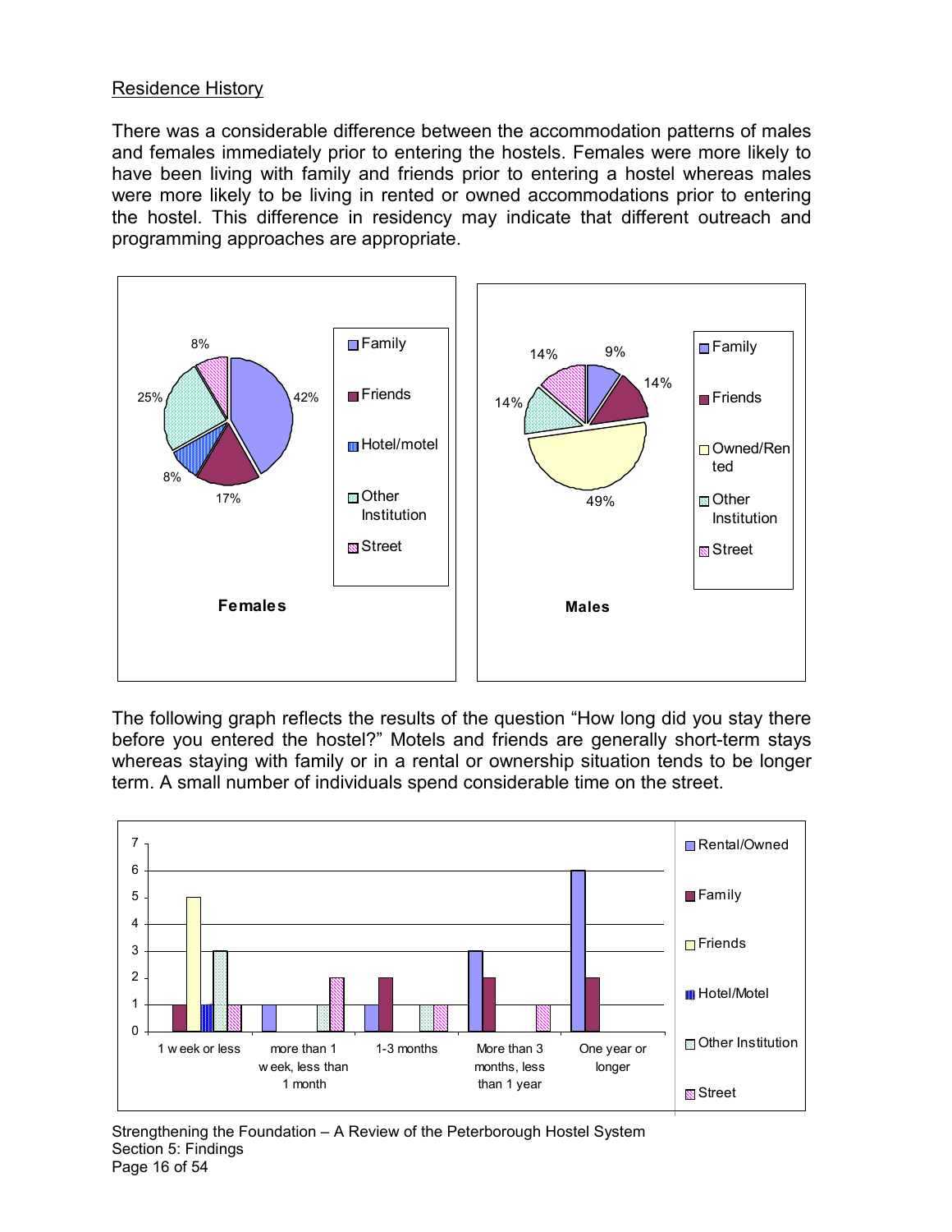Residence History

There was a considerable difference between the accommodation patterns of males and females immediately prior to entering the hostels. Females were more likely to have been living with family and friends prior to entering a hostel whereas males were more likely to be living in rented or owned accommodations prior to entering the hostel. This difference in residency may indicate that different outreach and programming approaches are appropriate.

The following graph reflects the results of the question "How long did you stay there before you entered the hostel?" Motels and friends are generally short-term stays whereas staying with family or in a rental or ownership situation tends to be longer term. A small number of individuals spend considerable time on the street.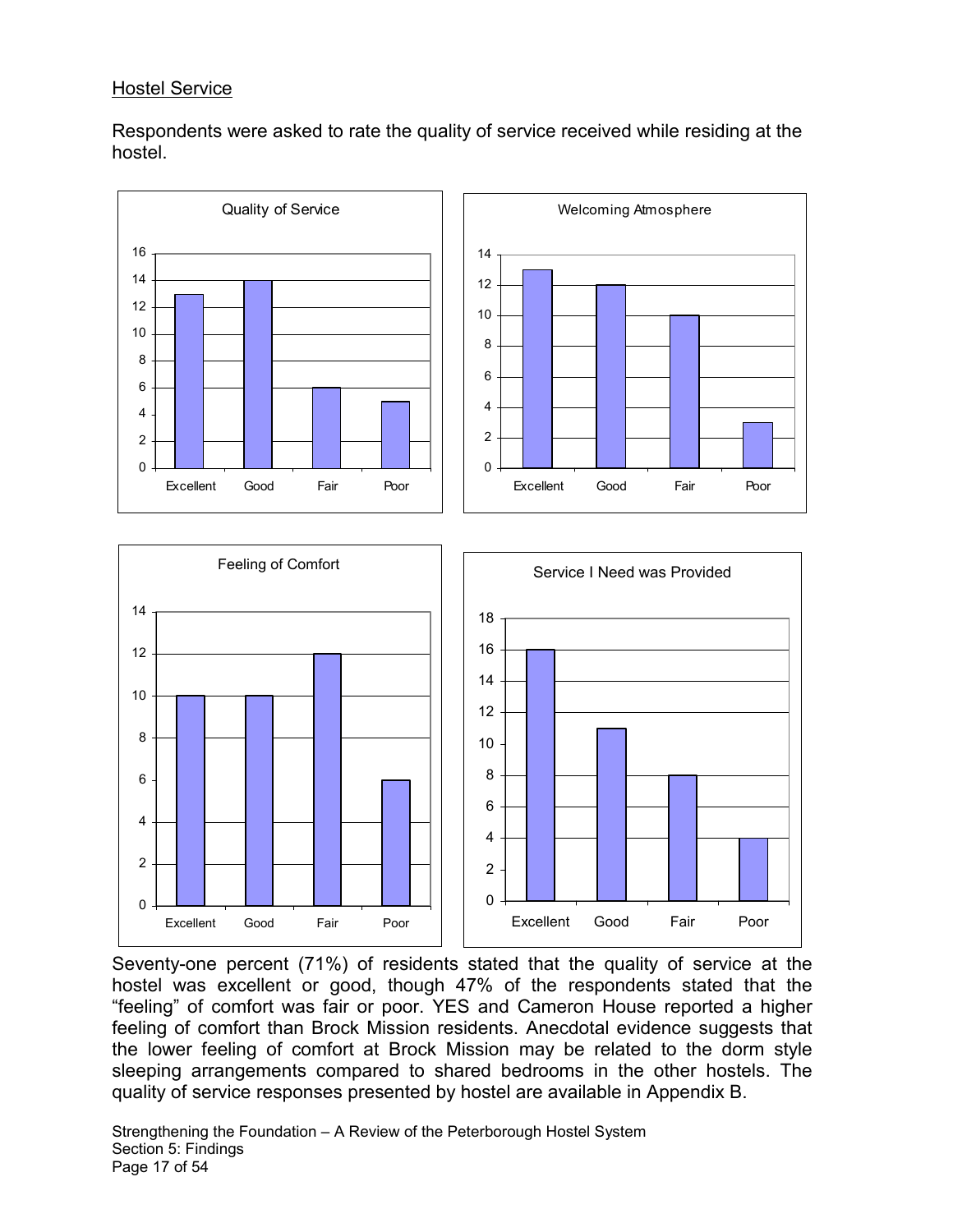## Hostel Service

Respondents were asked to rate the quality of service received while residing at the hostel.

Seventy-one percent (71%) of residents stated that the quality of service at the hostel was excellent or good, though 47% of the respondents stated that the "feeling" of comfort was fair or poor. YES and Cameron House reported a higher feeling of comfort than Brock Mission residents. Anecdotal evidence suggests that the lower feeling of comfort at Brock Mission may be related to the dorm style sleeping arrangements compared to shared bedrooms in the other hostels. The quality of service responses presented by hostel are available in Appendix B.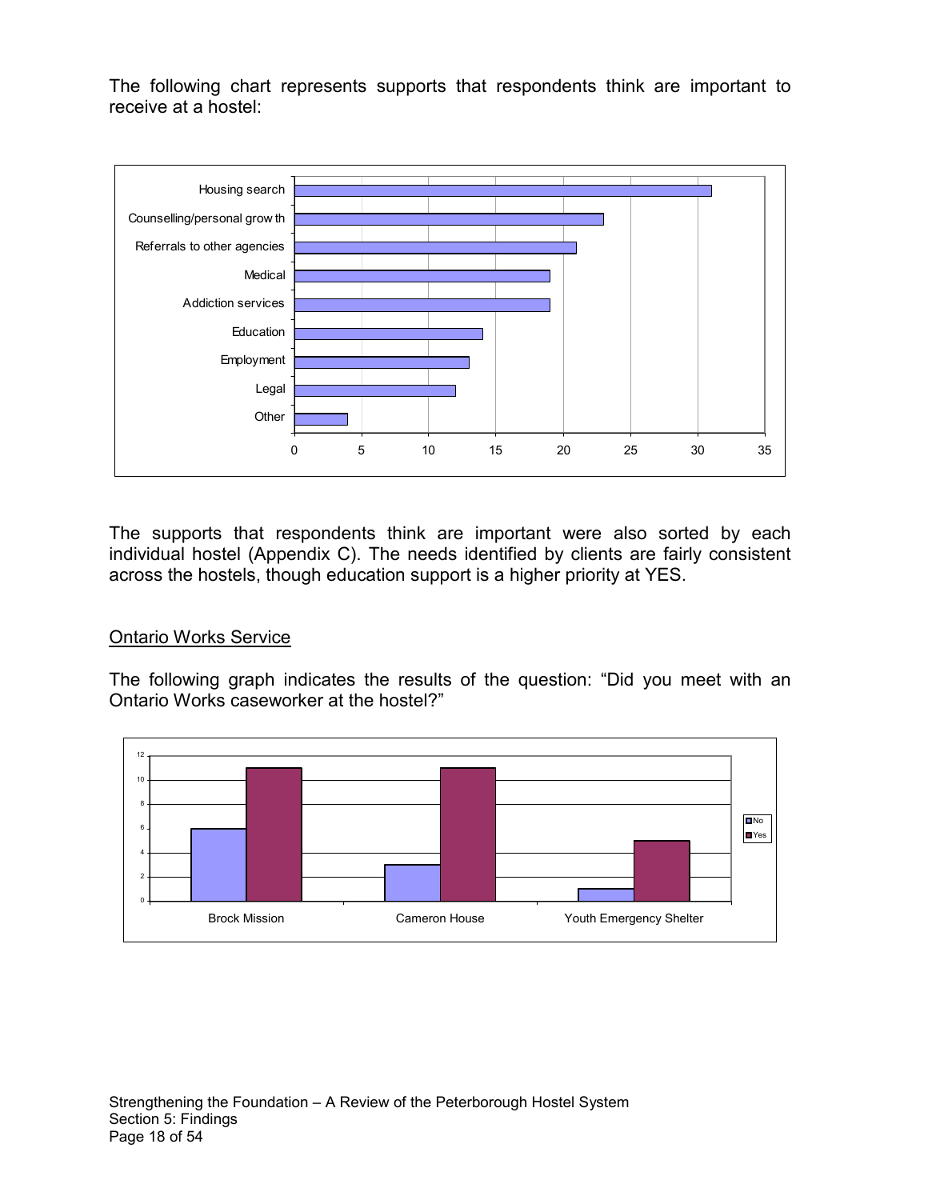The following chart represents supports that respondents think are important to receive at a hostel:

The supports that respondents think are important were also sorted by each individual hostel (Appendix C). The needs identified by clients are fairly consistent across the hostels, though education support is a higher priority at YES.

## Ontario Works Service

The following graph indicates the results of the question: "Did you meet with an Ontario Works caseworker at the hostel?"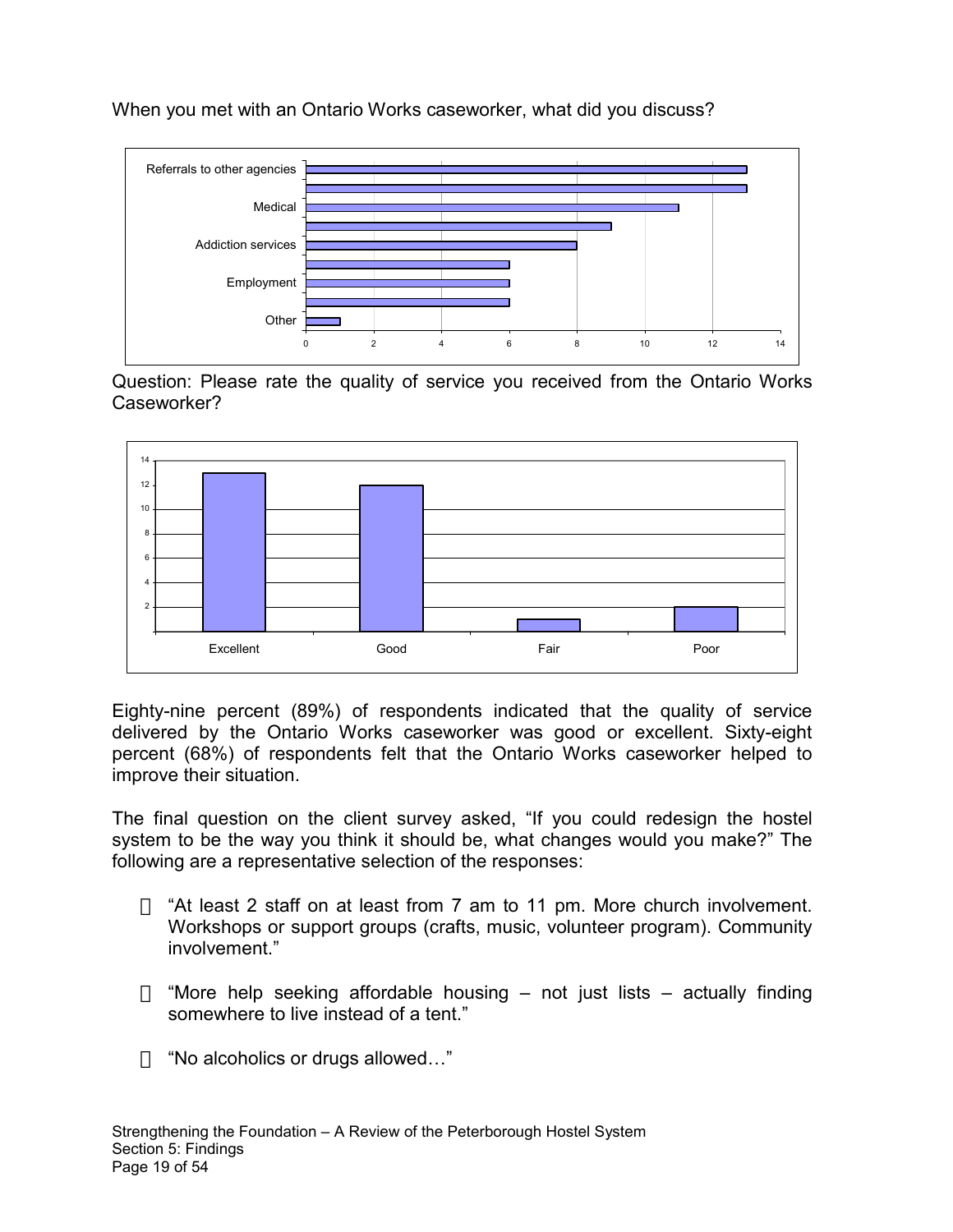When you met with an Ontario Works caseworker, what did you discuss?

| Topic | Count |
| --- | --- |
| Referrals to other agencies | 13 |
| | 13 |
| Medical | 11 |
| | 9 |
| Addiction services | 8 |
| | 6 |
| Employment | 6 |
| | 6 |
| Other | 1 |

Question: Please rate the quality of service you received from the Ontario Works Caseworker?

| Rating | Count |
| --- | --- |
| Excellent | 13 |
| Good | 12 |
| Fair | 1 |
| Poor | 2 |

Eighty-nine percent (89%) of respondents indicated that the quality of service delivered by the Ontario Works caseworker was good or excellent. Sixty-eight percent (68%) of respondents felt that the Ontario Works caseworker helped to improve their situation.

The final question on the client survey asked, "If you could redesign the hostel system to be the way you think it should be, what changes would you make?" The following are a representative selection of the responses:

- "At least 2 staff on at least from 7 am to 11 pm. More church involvement. Workshops or support groups (crafts, music, volunteer program). Community involvement."
- "More help seeking affordable housing – not just lists – actually finding somewhere to live instead of a tent."
- "No alcoholics or drugs allowed…"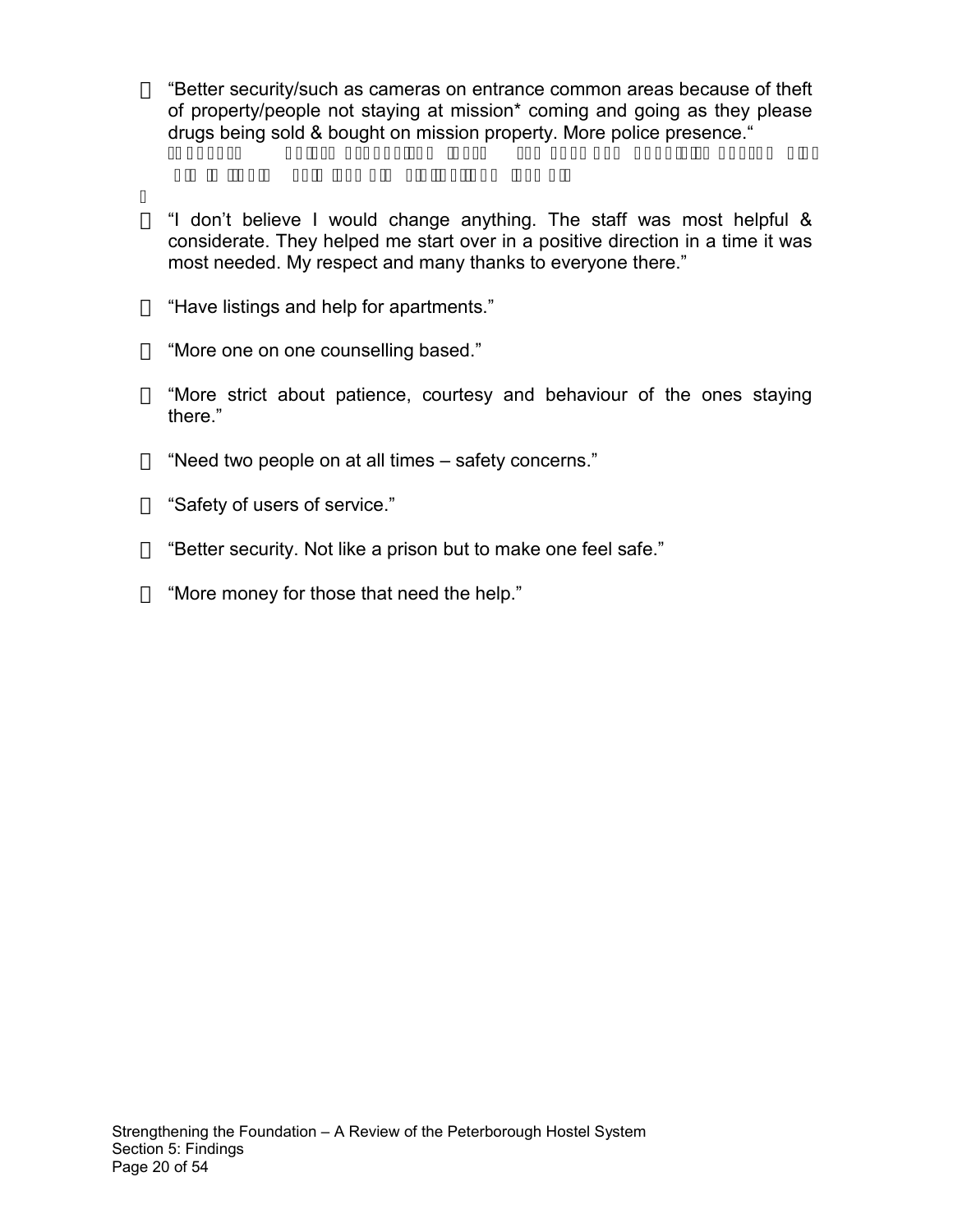- "Better security/such as cameras on entrance common areas because of theft of property/people not staying at mission* coming and going as they please drugs being sold & bought on mission property. More police presence."

- "I don't believe I would change anything. The staff was most helpful & considerate. They helped me start over in a positive direction in a time it was most needed. My respect and many thanks to everyone there."

- "Have listings and help for apartments."

- "More one on one counselling based."

- "More strict about patience, courtesy and behaviour of the ones staying there."

- "Need two people on at all times – safety concerns."

- "Safety of users of service."

- "Better security. Not like a prison but to make one feel safe."

- "More money for those that need the help."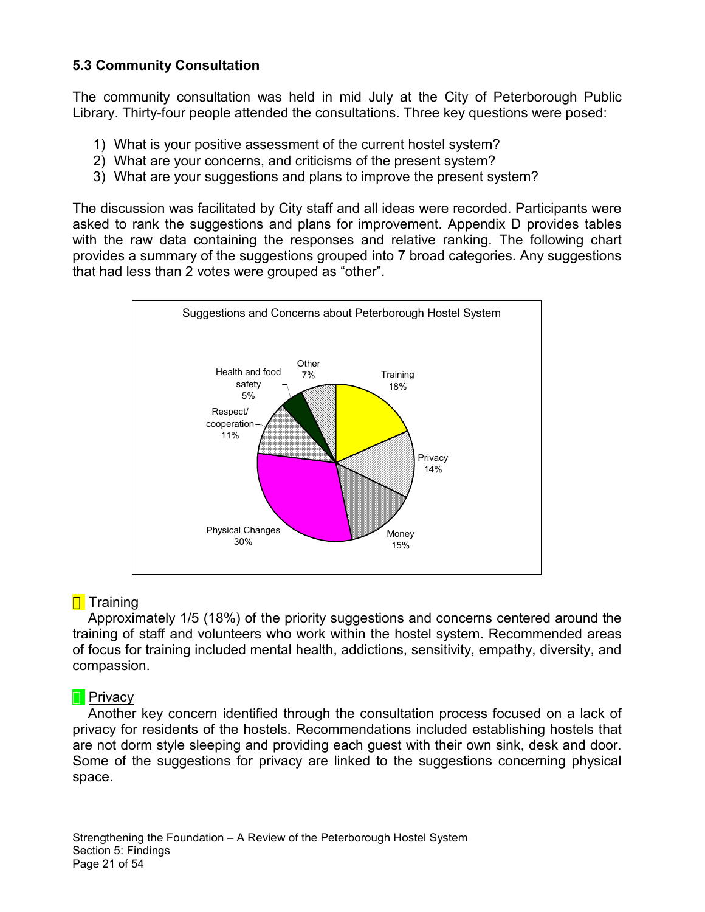### 5.3 Community Consultation

The community consultation was held in mid July at the City of Peterborough Public Library. Thirty-four people attended the consultations. Three key questions were posed:

1) What is your positive assessment of the current hostel system?
2) What are your concerns, and criticisms of the present system?
3) What are your suggestions and plans to improve the present system?

The discussion was facilitated by City staff and all ideas were recorded. Participants were asked to rank the suggestions and plans for improvement. Appendix D provides tables with the raw data containing the responses and relative ranking. The following chart provides a summary of the suggestions grouped into 7 broad categories. Any suggestions that had less than 2 votes were grouped as "other".

Suggestions and Concerns about Peterborough Hostel System

| Category | Percentage |
|---|---|
| Training | 18% |
| Privacy | 14% |
| Money | 15% |
| Physical Changes | 30% |
| Respect/ cooperation | 11% |
| Health and food safety | 5% |
| Other | 7% |

- Training

Approximately 1/5 (18%) of the priority suggestions and concerns centered around the training of staff and volunteers who work within the hostel system. Recommended areas of focus for training included mental health, addictions, sensitivity, empathy, diversity, and compassion.

- Privacy

Another key concern identified through the consultation process focused on a lack of privacy for residents of the hostels. Recommendations included establishing hostels that are not dorm style sleeping and providing each guest with their own sink, desk and door. Some of the suggestions for privacy are linked to the suggestions concerning physical space.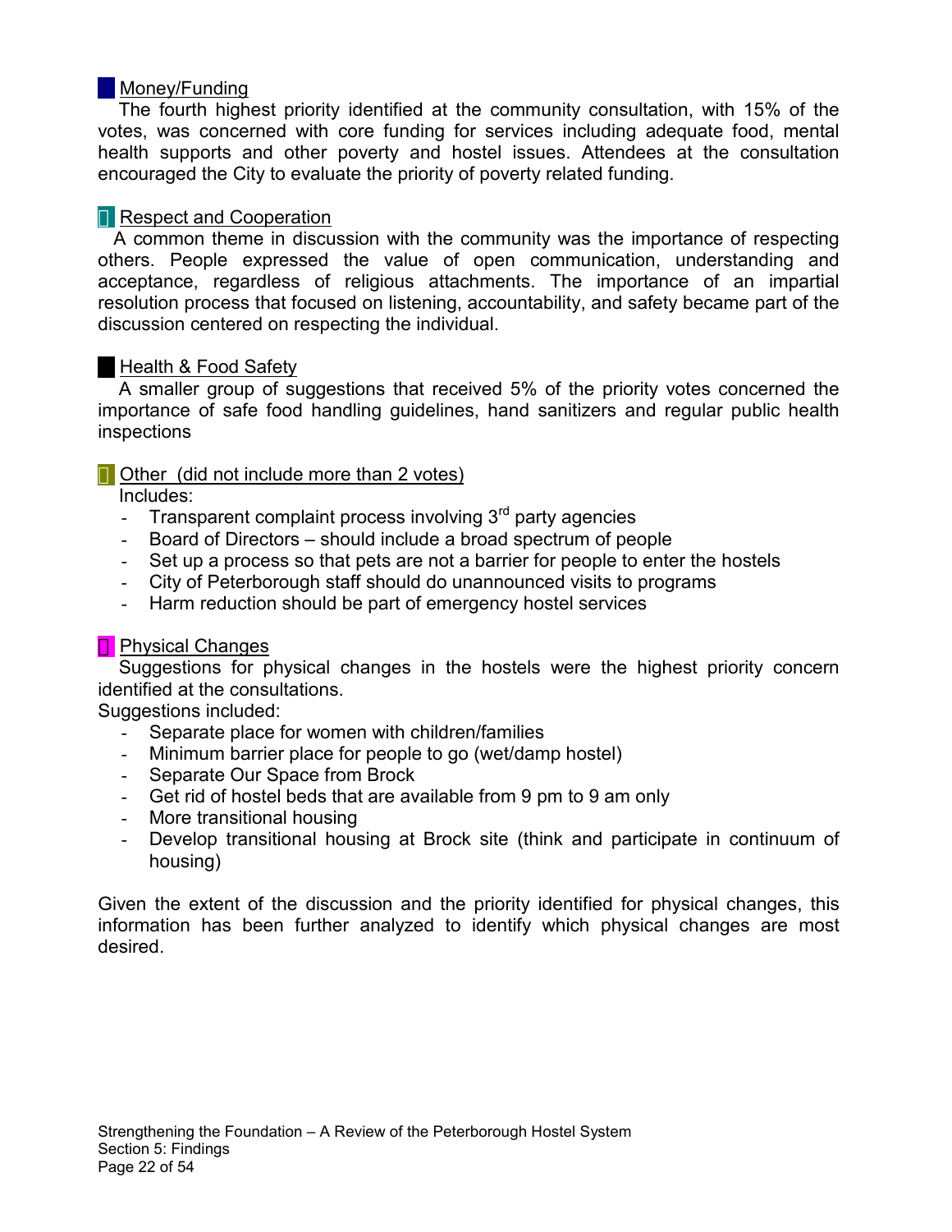## Money/Funding

The fourth highest priority identified at the community consultation, with 15% of the votes, was concerned with core funding for services including adequate food, mental health supports and other poverty and hostel issues. Attendees at the consultation encouraged the City to evaluate the priority of poverty related funding.

## Respect and Cooperation

A common theme in discussion with the community was the importance of respecting others. People expressed the value of open communication, understanding and acceptance, regardless of religious attachments. The importance of an impartial resolution process that focused on listening, accountability, and safety became part of the discussion centered on respecting the individual.

## Health & Food Safety

A smaller group of suggestions that received 5% of the priority votes concerned the importance of safe food handling guidelines, hand sanitizers and regular public health inspections

## Other (did not include more than 2 votes)

Includes:

- Transparent complaint process involving 3rd party agencies
- Board of Directors – should include a broad spectrum of people
- Set up a process so that pets are not a barrier for people to enter the hostels
- City of Peterborough staff should do unannounced visits to programs
- Harm reduction should be part of emergency hostel services

## Physical Changes

Suggestions for physical changes in the hostels were the highest priority concern identified at the consultations.

Suggestions included:

- Separate place for women with children/families
- Minimum barrier place for people to go (wet/damp hostel)
- Separate Our Space from Brock
- Get rid of hostel beds that are available from 9 pm to 9 am only
- More transitional housing
- Develop transitional housing at Brock site (think and participate in continuum of housing)

Given the extent of the discussion and the priority identified for physical changes, this information has been further analyzed to identify which physical changes are most desired.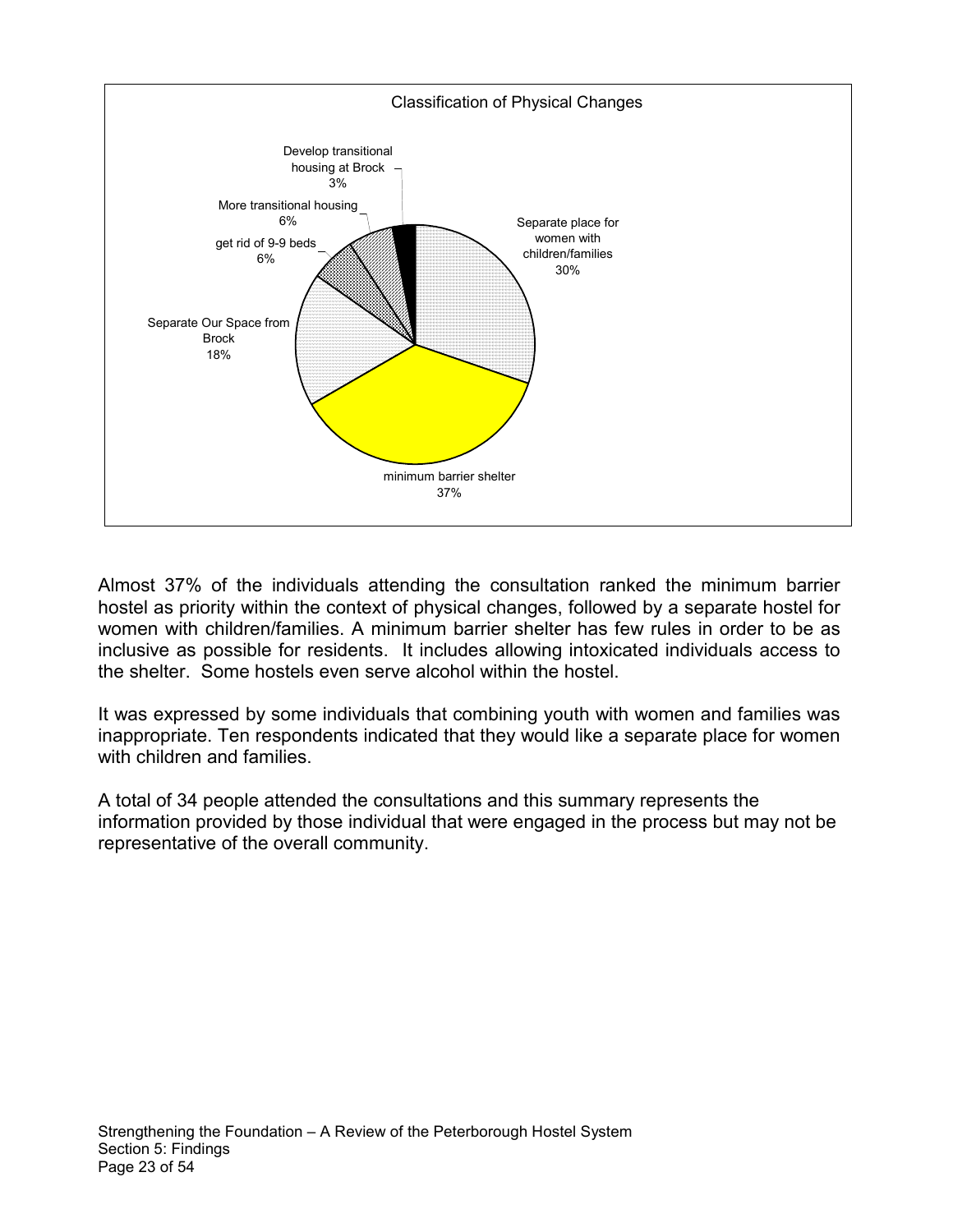Classification of Physical Changes

| Category | Percentage |
| --- | --- |
| Separate place for women with children/families | 30% |
| minimum barrier shelter | 37% |
| Separate Our Space from Brock | 18% |
| get rid of 9-9 beds | 6% |
| More transitional housing | 6% |
| Develop transitional housing at Brock | 3% |

Almost 37% of the individuals attending the consultation ranked the minimum barrier hostel as priority within the context of physical changes, followed by a separate hostel for women with children/families. A minimum barrier shelter has few rules in order to be as inclusive as possible for residents. It includes allowing intoxicated individuals access to the shelter. Some hostels even serve alcohol within the hostel.

It was expressed by some individuals that combining youth with women and families was inappropriate. Ten respondents indicated that they would like a separate place for women with children and families.

A total of 34 people attended the consultations and this summary represents the information provided by those individual that were engaged in the process but may not be representative of the overall community.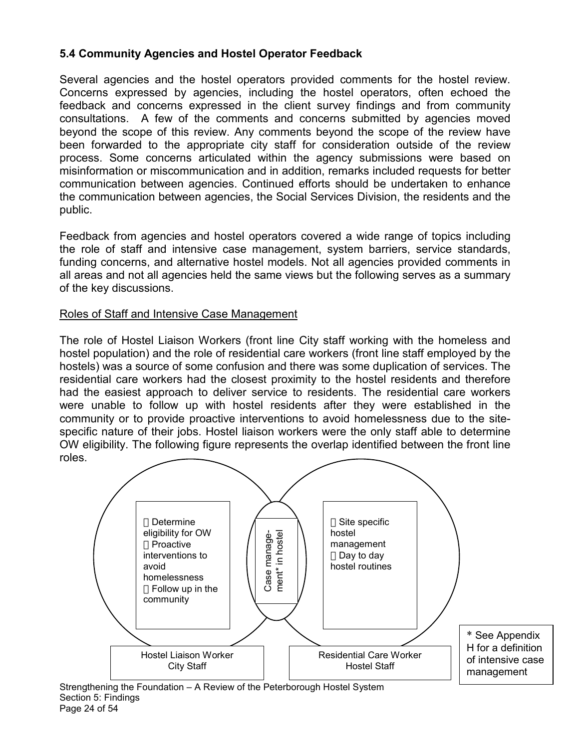### 5.4 Community Agencies and Hostel Operator Feedback

Several agencies and the hostel operators provided comments for the hostel review. Concerns expressed by agencies, including the hostel operators, often echoed the feedback and concerns expressed in the client survey findings and from community consultations. A few of the comments and concerns submitted by agencies moved beyond the scope of this review. Any comments beyond the scope of the review have been forwarded to the appropriate city staff for consideration outside of the review process. Some concerns articulated within the agency submissions were based on misinformation or miscommunication and in addition, remarks included requests for better communication between agencies. Continued efforts should be undertaken to enhance the communication between agencies, the Social Services Division, the residents and the public.

Feedback from agencies and hostel operators covered a wide range of topics including the role of staff and intensive case management, system barriers, service standards, funding concerns, and alternative hostel models. Not all agencies provided comments in all areas and not all agencies held the same views but the following serves as a summary of the key discussions.

Roles of Staff and Intensive Case Management

The role of Hostel Liaison Workers (front line City staff working with the homeless and hostel population) and the role of residential care workers (front line staff employed by the hostels) was a source of some confusion and there was some duplication of services. The residential care workers had the closest proximity to the hostel residents and therefore had the easiest approach to deliver service to residents. The residential care workers were unable to follow up with hostel residents after they were established in the community or to provide proactive interventions to avoid homelessness due to the site-specific nature of their jobs. Hostel liaison workers were the only staff able to determine OW eligibility. The following figure represents the overlap identified between the front line roles.

**Hostel Liaison Worker – City Staff**
- Determine eligibility for OW
- Proactive interventions to avoid homelessness
- Follow up in the community

**Overlap:** Case management* in hostel

**Residential Care Worker – Hostel Staff**
- Site specific hostel management
- Day to day hostel routines

\* See Appendix H for a definition of intensive case management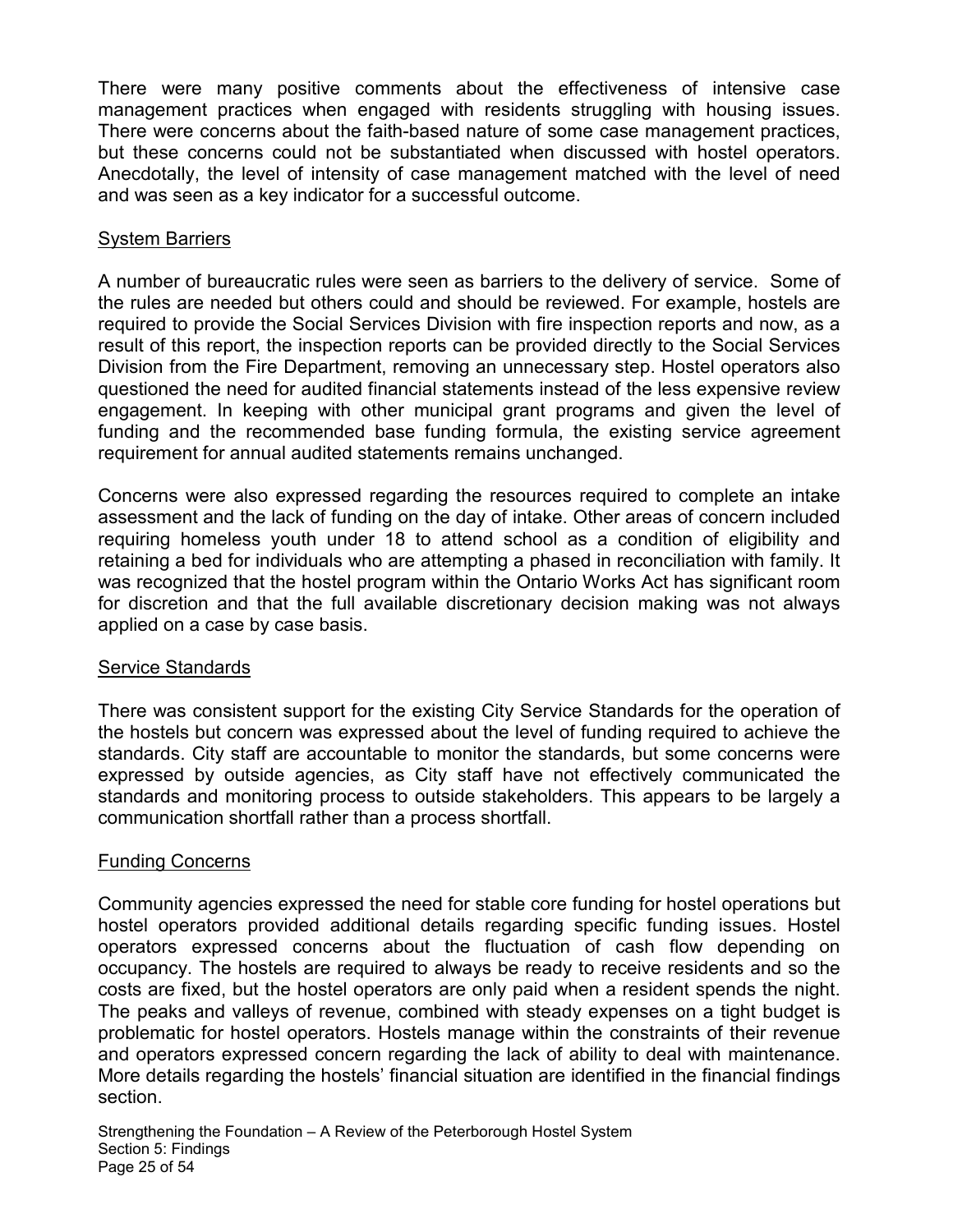There were many positive comments about the effectiveness of intensive case management practices when engaged with residents struggling with housing issues. There were concerns about the faith-based nature of some case management practices, but these concerns could not be substantiated when discussed with hostel operators. Anecdotally, the level of intensity of case management matched with the level of need and was seen as a key indicator for a successful outcome.

### System Barriers

A number of bureaucratic rules were seen as barriers to the delivery of service. Some of the rules are needed but others could and should be reviewed. For example, hostels are required to provide the Social Services Division with fire inspection reports and now, as a result of this report, the inspection reports can be provided directly to the Social Services Division from the Fire Department, removing an unnecessary step. Hostel operators also questioned the need for audited financial statements instead of the less expensive review engagement. In keeping with other municipal grant programs and given the level of funding and the recommended base funding formula, the existing service agreement requirement for annual audited statements remains unchanged.

Concerns were also expressed regarding the resources required to complete an intake assessment and the lack of funding on the day of intake. Other areas of concern included requiring homeless youth under 18 to attend school as a condition of eligibility and retaining a bed for individuals who are attempting a phased in reconciliation with family. It was recognized that the hostel program within the Ontario Works Act has significant room for discretion and that the full available discretionary decision making was not always applied on a case by case basis.

### Service Standards

There was consistent support for the existing City Service Standards for the operation of the hostels but concern was expressed about the level of funding required to achieve the standards. City staff are accountable to monitor the standards, but some concerns were expressed by outside agencies, as City staff have not effectively communicated the standards and monitoring process to outside stakeholders. This appears to be largely a communication shortfall rather than a process shortfall.

### Funding Concerns

Community agencies expressed the need for stable core funding for hostel operations but hostel operators provided additional details regarding specific funding issues. Hostel operators expressed concerns about the fluctuation of cash flow depending on occupancy. The hostels are required to always be ready to receive residents and so the costs are fixed, but the hostel operators are only paid when a resident spends the night. The peaks and valleys of revenue, combined with steady expenses on a tight budget is problematic for hostel operators. Hostels manage within the constraints of their revenue and operators expressed concern regarding the lack of ability to deal with maintenance. More details regarding the hostels' financial situation are identified in the financial findings section.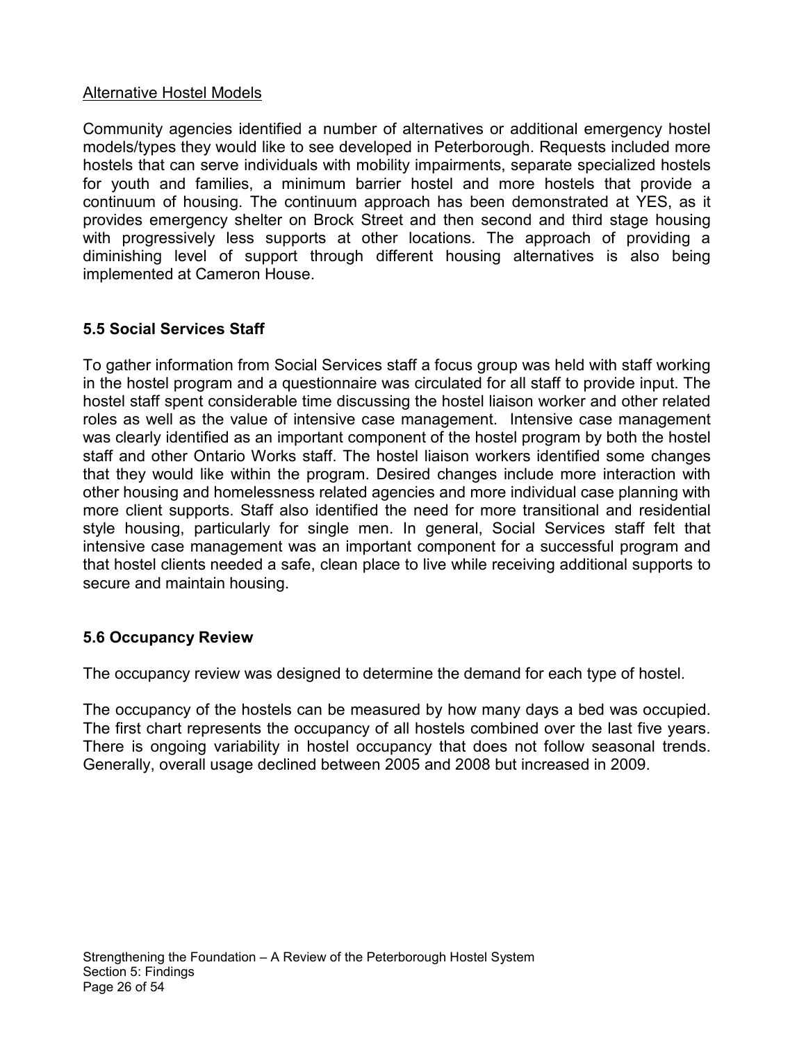Alternative Hostel Models

Community agencies identified a number of alternatives or additional emergency hostel models/types they would like to see developed in Peterborough. Requests included more hostels that can serve individuals with mobility impairments, separate specialized hostels for youth and families, a minimum barrier hostel and more hostels that provide a continuum of housing. The continuum approach has been demonstrated at YES, as it provides emergency shelter on Brock Street and then second and third stage housing with progressively less supports at other locations. The approach of providing a diminishing level of support through different housing alternatives is also being implemented at Cameron House.

## 5.5 Social Services Staff

To gather information from Social Services staff a focus group was held with staff working in the hostel program and a questionnaire was circulated for all staff to provide input. The hostel staff spent considerable time discussing the hostel liaison worker and other related roles as well as the value of intensive case management. Intensive case management was clearly identified as an important component of the hostel program by both the hostel staff and other Ontario Works staff. The hostel liaison workers identified some changes that they would like within the program. Desired changes include more interaction with other housing and homelessness related agencies and more individual case planning with more client supports. Staff also identified the need for more transitional and residential style housing, particularly for single men. In general, Social Services staff felt that intensive case management was an important component for a successful program and that hostel clients needed a safe, clean place to live while receiving additional supports to secure and maintain housing.

## 5.6 Occupancy Review

The occupancy review was designed to determine the demand for each type of hostel.

The occupancy of the hostels can be measured by how many days a bed was occupied. The first chart represents the occupancy of all hostels combined over the last five years. There is ongoing variability in hostel occupancy that does not follow seasonal trends. Generally, overall usage declined between 2005 and 2008 but increased in 2009.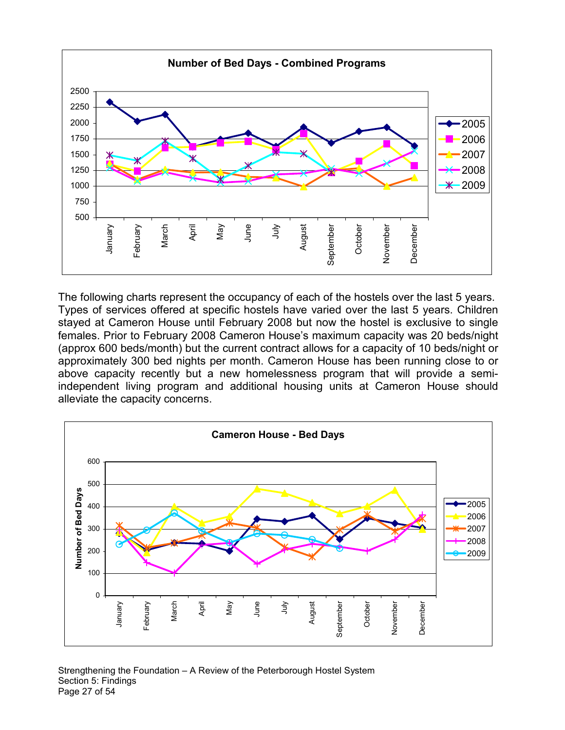**Number of Bed Days - Combined Programs**

The following charts represent the occupancy of each of the hostels over the last 5 years. Types of services offered at specific hostels have varied over the last 5 years. Children stayed at Cameron House until February 2008 but now the hostel is exclusive to single females. Prior to February 2008 Cameron House's maximum capacity was 20 beds/night (approx 600 beds/month) but the current contract allows for a capacity of 10 beds/night or approximately 300 bed nights per month. Cameron House has been running close to or above capacity recently but a new homelessness program that will provide a semi-independent living program and additional housing units at Cameron House should alleviate the capacity concerns.

**Cameron House - Bed Days**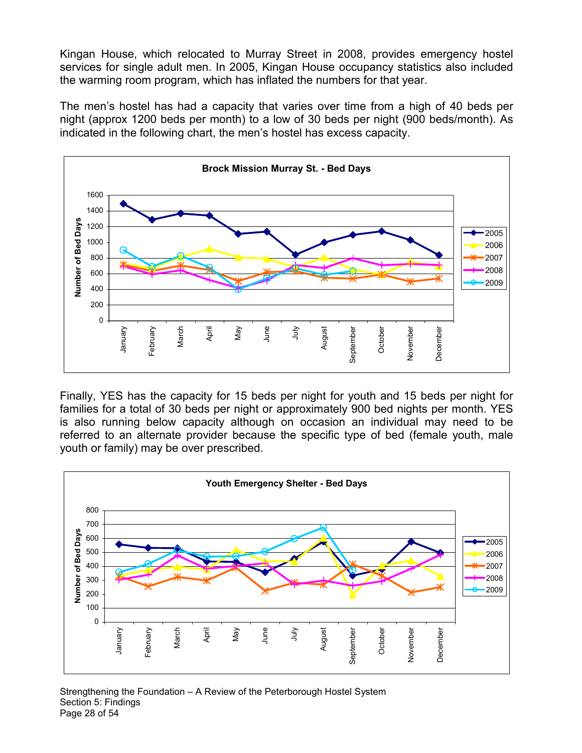Kingan House, which relocated to Murray Street in 2008, provides emergency hostel services for single adult men. In 2005, Kingan House occupancy statistics also included the warming room program, which has inflated the numbers for that year.

The men's hostel has had a capacity that varies over time from a high of 40 beds per night (approx 1200 beds per month) to a low of 30 beds per night (900 beds/month). As indicated in the following chart, the men's hostel has excess capacity.

**Brock Mission Murray St. - Bed Days**

Finally, YES has the capacity for 15 beds per night for youth and 15 beds per night for families for a total of 30 beds per night or approximately 900 bed nights per month. YES is also running below capacity although on occasion an individual may need to be referred to an alternate provider because the specific type of bed (female youth, male youth or family) may be over prescribed.

**Youth Emergency Shelter - Bed Days**

Strengthening the Foundation – A Review of the Peterborough Hostel System
Section 5: Findings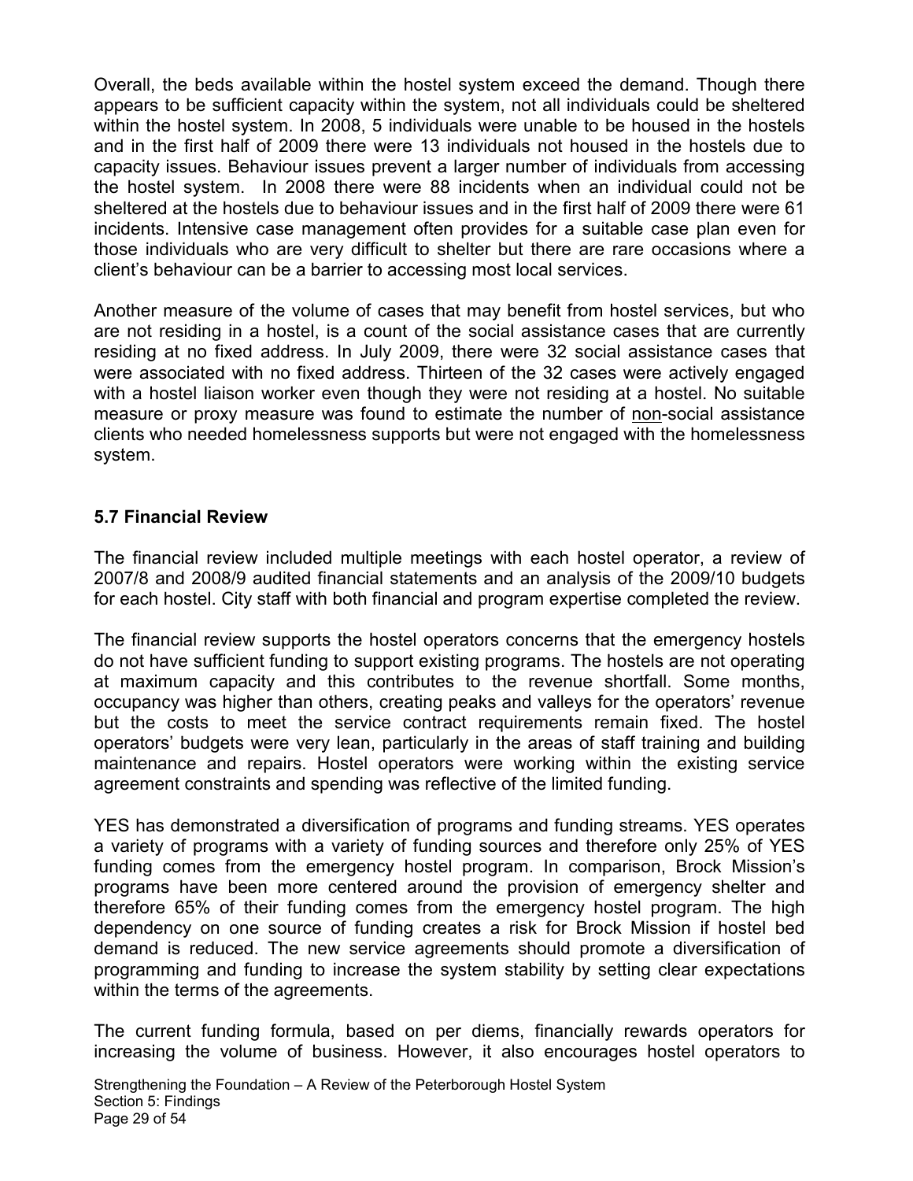Overall, the beds available within the hostel system exceed the demand. Though there appears to be sufficient capacity within the system, not all individuals could be sheltered within the hostel system. In 2008, 5 individuals were unable to be housed in the hostels and in the first half of 2009 there were 13 individuals not housed in the hostels due to capacity issues. Behaviour issues prevent a larger number of individuals from accessing the hostel system. In 2008 there were 88 incidents when an individual could not be sheltered at the hostels due to behaviour issues and in the first half of 2009 there were 61 incidents. Intensive case management often provides for a suitable case plan even for those individuals who are very difficult to shelter but there are rare occasions where a client's behaviour can be a barrier to accessing most local services.

Another measure of the volume of cases that may benefit from hostel services, but who are not residing in a hostel, is a count of the social assistance cases that are currently residing at no fixed address. In July 2009, there were 32 social assistance cases that were associated with no fixed address. Thirteen of the 32 cases were actively engaged with a hostel liaison worker even though they were not residing at a hostel. No suitable measure or proxy measure was found to estimate the number of <u>non</u>-social assistance clients who needed homelessness supports but were not engaged with the homelessness system.

### 5.7 Financial Review

The financial review included multiple meetings with each hostel operator, a review of 2007/8 and 2008/9 audited financial statements and an analysis of the 2009/10 budgets for each hostel. City staff with both financial and program expertise completed the review.

The financial review supports the hostel operators concerns that the emergency hostels do not have sufficient funding to support existing programs. The hostels are not operating at maximum capacity and this contributes to the revenue shortfall. Some months, occupancy was higher than others, creating peaks and valleys for the operators' revenue but the costs to meet the service contract requirements remain fixed. The hostel operators' budgets were very lean, particularly in the areas of staff training and building maintenance and repairs. Hostel operators were working within the existing service agreement constraints and spending was reflective of the limited funding.

YES has demonstrated a diversification of programs and funding streams. YES operates a variety of programs with a variety of funding sources and therefore only 25% of YES funding comes from the emergency hostel program. In comparison, Brock Mission's programs have been more centered around the provision of emergency shelter and therefore 65% of their funding comes from the emergency hostel program. The high dependency on one source of funding creates a risk for Brock Mission if hostel bed demand is reduced. The new service agreements should promote a diversification of programming and funding to increase the system stability by setting clear expectations within the terms of the agreements.

The current funding formula, based on per diems, financially rewards operators for increasing the volume of business. However, it also encourages hostel operators to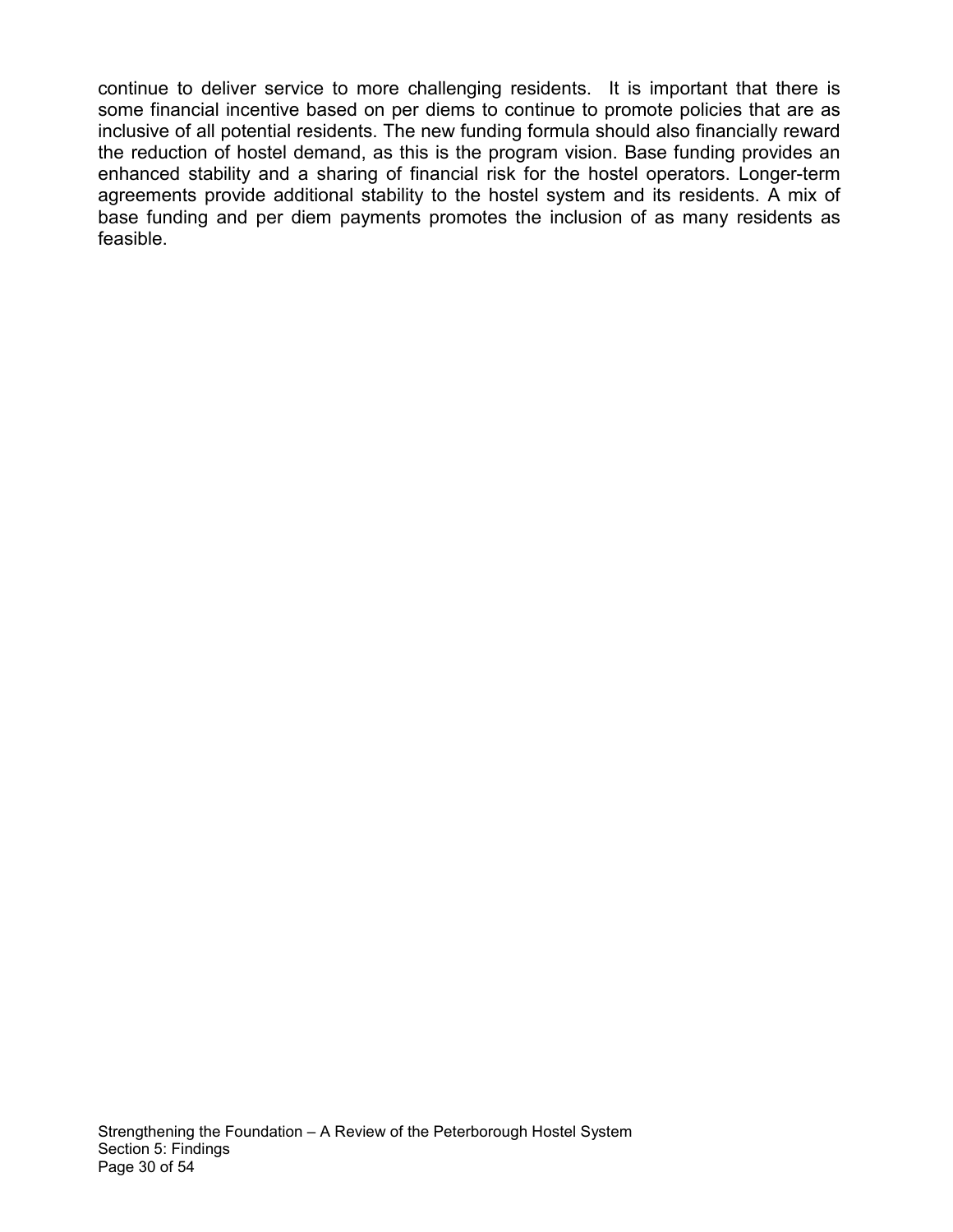continue to deliver service to more challenging residents. It is important that there is some financial incentive based on per diems to continue to promote policies that are as inclusive of all potential residents. The new funding formula should also financially reward the reduction of hostel demand, as this is the program vision. Base funding provides an enhanced stability and a sharing of financial risk for the hostel operators. Longer-term agreements provide additional stability to the hostel system and its residents. A mix of base funding and per diem payments promotes the inclusion of as many residents as feasible.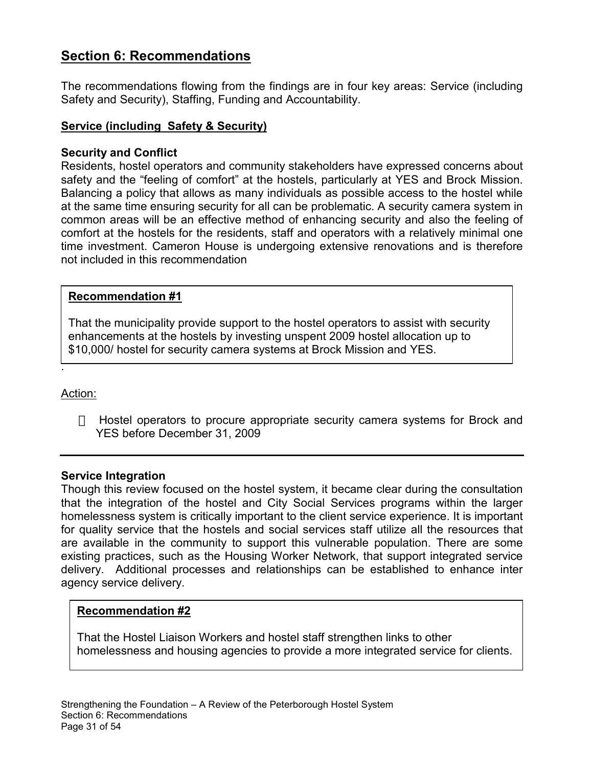## Section 6: Recommendations

The recommendations flowing from the findings are in four key areas: Service (including Safety and Security), Staffing, Funding and Accountability.

### Service (including Safety & Security)

**Security and Conflict**

Residents, hostel operators and community stakeholders have expressed concerns about safety and the "feeling of comfort" at the hostels, particularly at YES and Brock Mission. Balancing a policy that allows as many individuals as possible access to the hostel while at the same time ensuring security for all can be problematic. A security camera system in common areas will be an effective method of enhancing security and also the feeling of comfort at the hostels for the residents, staff and operators with a relatively minimal one time investment. Cameron House is undergoing extensive renovations and is therefore not included in this recommendation

**Recommendation #1**

That the municipality provide support to the hostel operators to assist with security enhancements at the hostels by investing unspent 2009 hostel allocation up to $10,000/ hostel for security camera systems at Brock Mission and YES.

Action:

- Hostel operators to procure appropriate security camera systems for Brock and YES before December 31, 2009

---

**Service Integration**

Though this review focused on the hostel system, it became clear during the consultation that the integration of the hostel and City Social Services programs within the larger homelessness system is critically important to the client service experience. It is important for quality service that the hostels and social services staff utilize all the resources that are available in the community to support this vulnerable population. There are some existing practices, such as the Housing Worker Network, that support integrated service delivery. Additional processes and relationships can be established to enhance inter agency service delivery.

**Recommendation #2**

That the Hostel Liaison Workers and hostel staff strengthen links to other homelessness and housing agencies to provide a more integrated service for clients.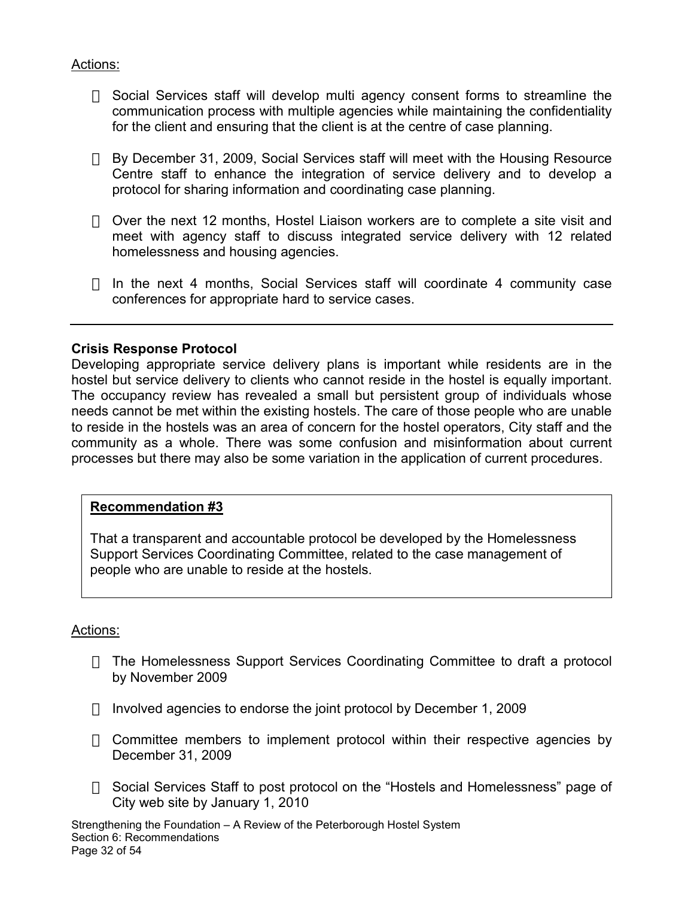Actions:

- Social Services staff will develop multi agency consent forms to streamline the communication process with multiple agencies while maintaining the confidentiality for the client and ensuring that the client is at the centre of case planning.
- By December 31, 2009, Social Services staff will meet with the Housing Resource Centre staff to enhance the integration of service delivery and to develop a protocol for sharing information and coordinating case planning.
- Over the next 12 months, Hostel Liaison workers are to complete a site visit and meet with agency staff to discuss integrated service delivery with 12 related homelessness and housing agencies.
- In the next 4 months, Social Services staff will coordinate 4 community case conferences for appropriate hard to service cases.

---

**Crisis Response Protocol**

Developing appropriate service delivery plans is important while residents are in the hostel but service delivery to clients who cannot reside in the hostel is equally important. The occupancy review has revealed a small but persistent group of individuals whose needs cannot be met within the existing hostels. The care of those people who are unable to reside in the hostels was an area of concern for the hostel operators, City staff and the community as a whole. There was some confusion and misinformation about current processes but there may also be some variation in the application of current procedures.

**Recommendation #3**

That a transparent and accountable protocol be developed by the Homelessness Support Services Coordinating Committee, related to the case management of people who are unable to reside at the hostels.

Actions:

- The Homelessness Support Services Coordinating Committee to draft a protocol by November 2009
- Involved agencies to endorse the joint protocol by December 1, 2009
- Committee members to implement protocol within their respective agencies by December 31, 2009
- Social Services Staff to post protocol on the "Hostels and Homelessness" page of City web site by January 1, 2010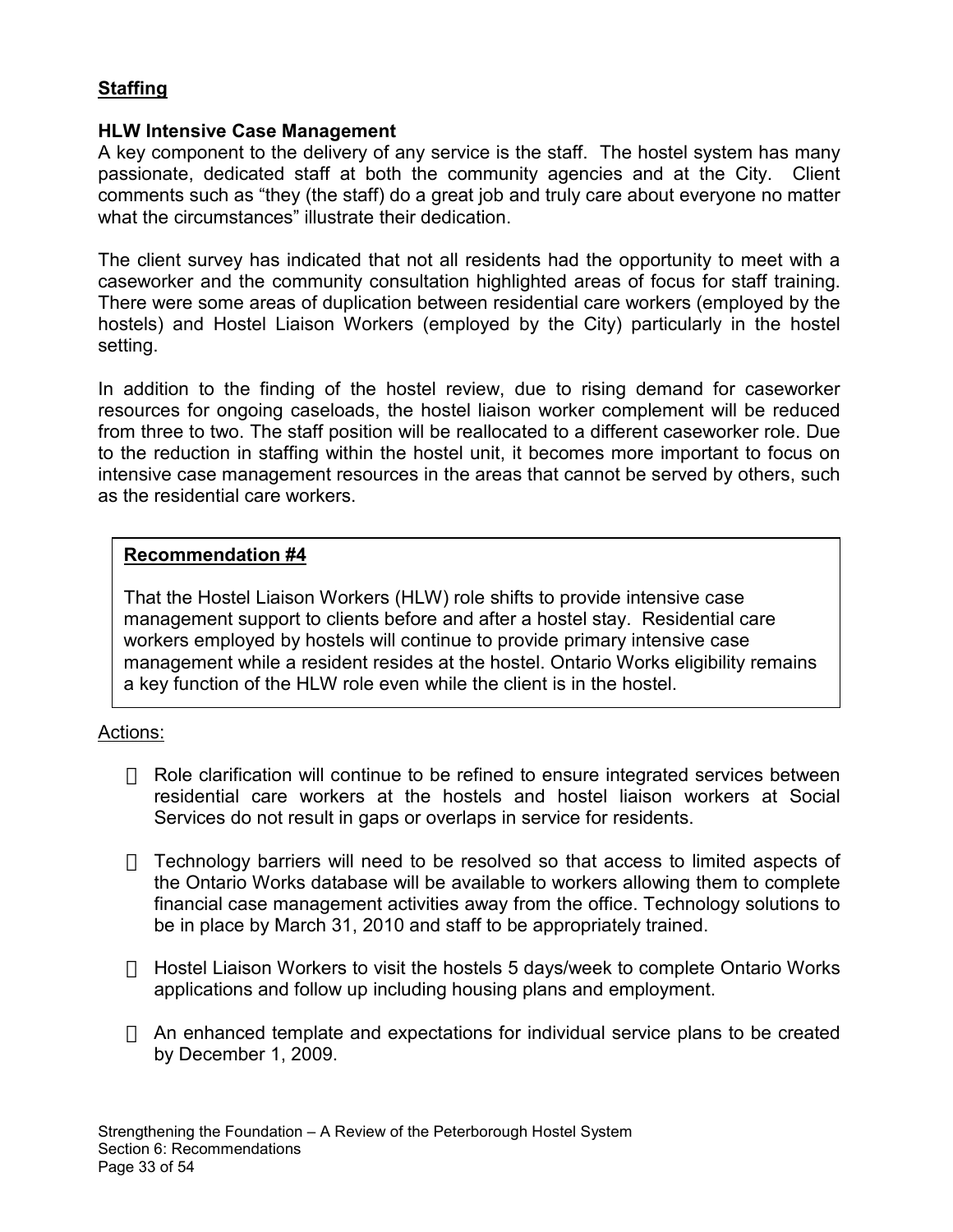## Staffing

### HLW Intensive Case Management

A key component to the delivery of any service is the staff. The hostel system has many passionate, dedicated staff at both the community agencies and at the City. Client comments such as "they (the staff) do a great job and truly care about everyone no matter what the circumstances" illustrate their dedication.

The client survey has indicated that not all residents had the opportunity to meet with a caseworker and the community consultation highlighted areas of focus for staff training. There were some areas of duplication between residential care workers (employed by the hostels) and Hostel Liaison Workers (employed by the City) particularly in the hostel setting.

In addition to the finding of the hostel review, due to rising demand for caseworker resources for ongoing caseloads, the hostel liaison worker complement will be reduced from three to two. The staff position will be reallocated to a different caseworker role. Due to the reduction in staffing within the hostel unit, it becomes more important to focus on intensive case management resources in the areas that cannot be served by others, such as the residential care workers.

> **Recommendation #4**
>
> That the Hostel Liaison Workers (HLW) role shifts to provide intensive case management support to clients before and after a hostel stay. Residential care workers employed by hostels will continue to provide primary intensive case management while a resident resides at the hostel. Ontario Works eligibility remains a key function of the HLW role even while the client is in the hostel.

Actions:

- Role clarification will continue to be refined to ensure integrated services between residential care workers at the hostels and hostel liaison workers at Social Services do not result in gaps or overlaps in service for residents.
- Technology barriers will need to be resolved so that access to limited aspects of the Ontario Works database will be available to workers allowing them to complete financial case management activities away from the office. Technology solutions to be in place by March 31, 2010 and staff to be appropriately trained.
- Hostel Liaison Workers to visit the hostels 5 days/week to complete Ontario Works applications and follow up including housing plans and employment.
- An enhanced template and expectations for individual service plans to be created by December 1, 2009.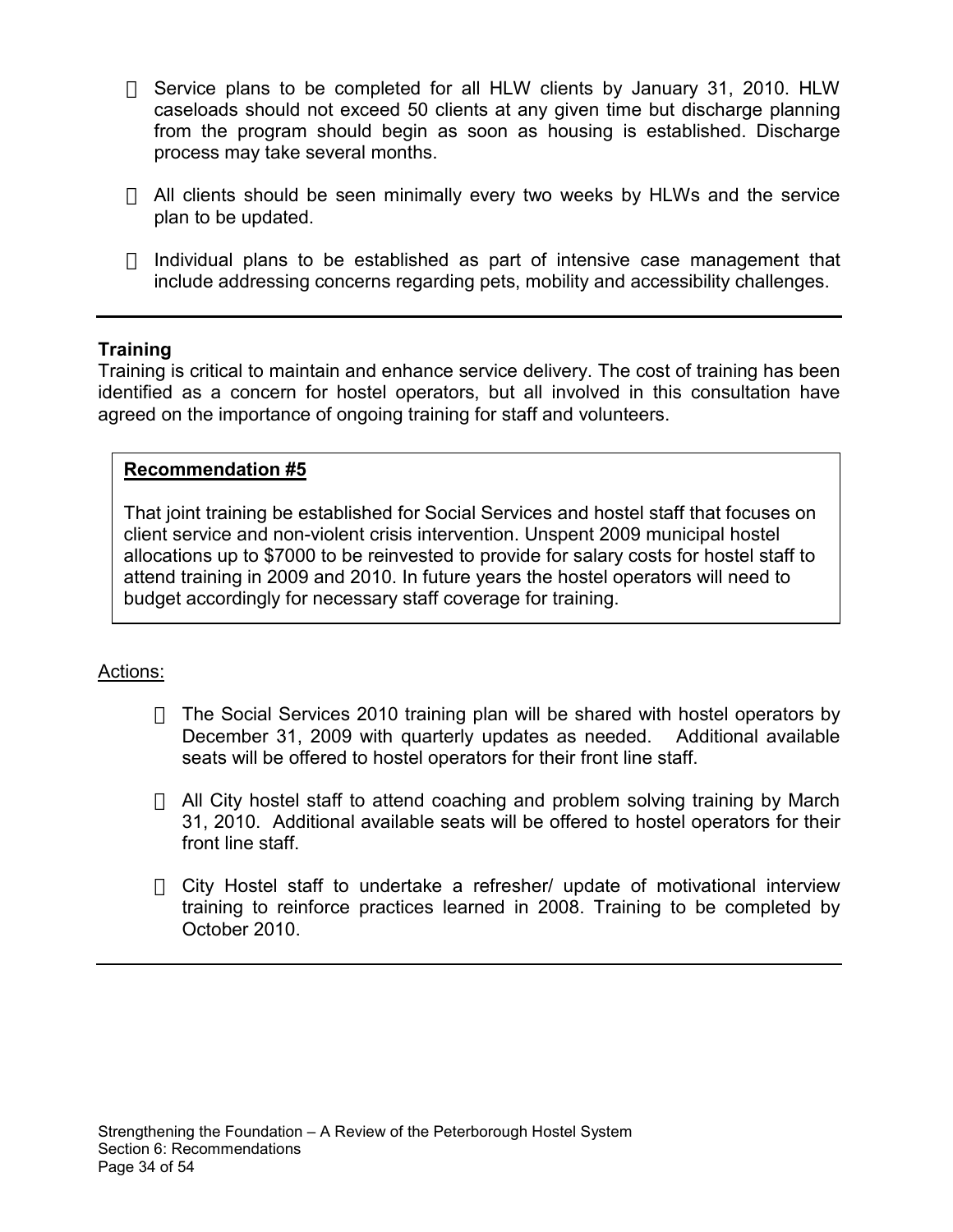- Service plans to be completed for all HLW clients by January 31, 2010. HLW caseloads should not exceed 50 clients at any given time but discharge planning from the program should begin as soon as housing is established. Discharge process may take several months.

- All clients should be seen minimally every two weeks by HLWs and the service plan to be updated.

- Individual plans to be established as part of intensive case management that include addressing concerns regarding pets, mobility and accessibility challenges.

---

**Training**

Training is critical to maintain and enhance service delivery. The cost of training has been identified as a concern for hostel operators, but all involved in this consultation have agreed on the importance of ongoing training for staff and volunteers.

> **Recommendation #5**
>
> That joint training be established for Social Services and hostel staff that focuses on client service and non-violent crisis intervention. Unspent 2009 municipal hostel allocations up to $7000 to be reinvested to provide for salary costs for hostel staff to attend training in 2009 and 2010. In future years the hostel operators will need to budget accordingly for necessary staff coverage for training.

Actions:

- The Social Services 2010 training plan will be shared with hostel operators by December 31, 2009 with quarterly updates as needed. Additional available seats will be offered to hostel operators for their front line staff.

- All City hostel staff to attend coaching and problem solving training by March 31, 2010. Additional available seats will be offered to hostel operators for their front line staff.

- City Hostel staff to undertake a refresher/ update of motivational interview training to reinforce practices learned in 2008. Training to be completed by October 2010.

---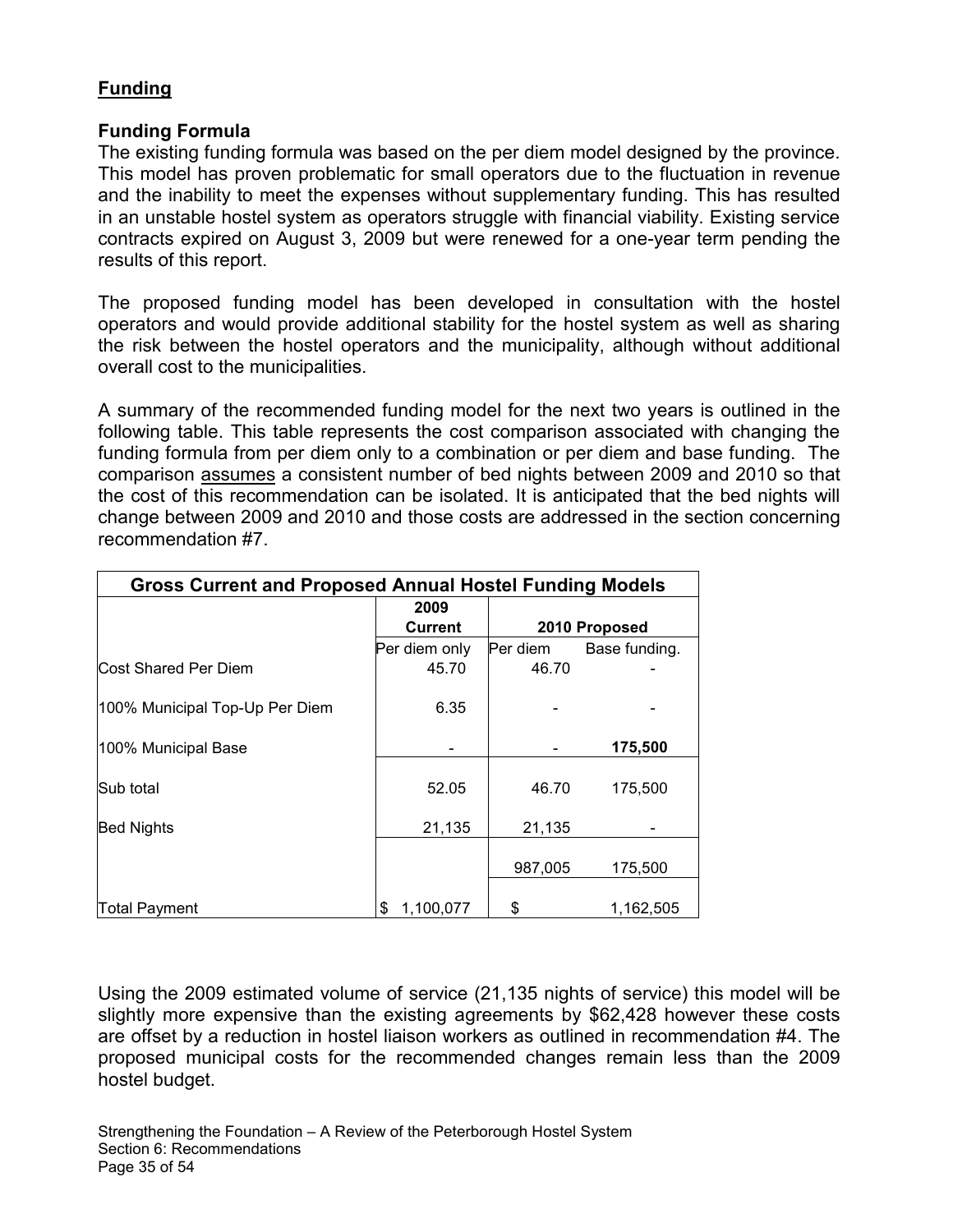## Funding

### Funding Formula

The existing funding formula was based on the per diem model designed by the province. This model has proven problematic for small operators due to the fluctuation in revenue and the inability to meet the expenses without supplementary funding. This has resulted in an unstable hostel system as operators struggle with financial viability. Existing service contracts expired on August 3, 2009 but were renewed for a one-year term pending the results of this report.

The proposed funding model has been developed in consultation with the hostel operators and would provide additional stability for the hostel system as well as sharing the risk between the hostel operators and the municipality, although without additional overall cost to the municipalities.

A summary of the recommended funding model for the next two years is outlined in the following table. This table represents the cost comparison associated with changing the funding formula from per diem only to a combination or per diem and base funding. The comparison assumes a consistent number of bed nights between 2009 and 2010 so that the cost of this recommendation can be isolated. It is anticipated that the bed nights will change between 2009 and 2010 and those costs are addressed in the section concerning recommendation #7.

| Gross Current and Proposed Annual Hostel Funding Models | | | |
|---|---|---|---|
| | **2009 Current** | **2010 Proposed** | |
| | Per diem only | Per diem | Base funding. |
| Cost Shared Per Diem | 45.70 | 46.70 | - |
| 100% Municipal Top-Up Per Diem | 6.35 | - | - |
| 100% Municipal Base | - | - | **175,500** |
| Sub total | 52.05 | 46.70 | 175,500 |
| Bed Nights | 21,135 | 21,135 | - |
| | | 987,005 | 175,500 |
| Total Payment | $ 1,100,077 | $ 1,162,505 | |

Using the 2009 estimated volume of service (21,135 nights of service) this model will be slightly more expensive than the existing agreements by $62,428 however these costs are offset by a reduction in hostel liaison workers as outlined in recommendation #4. The proposed municipal costs for the recommended changes remain less than the 2009 hostel budget.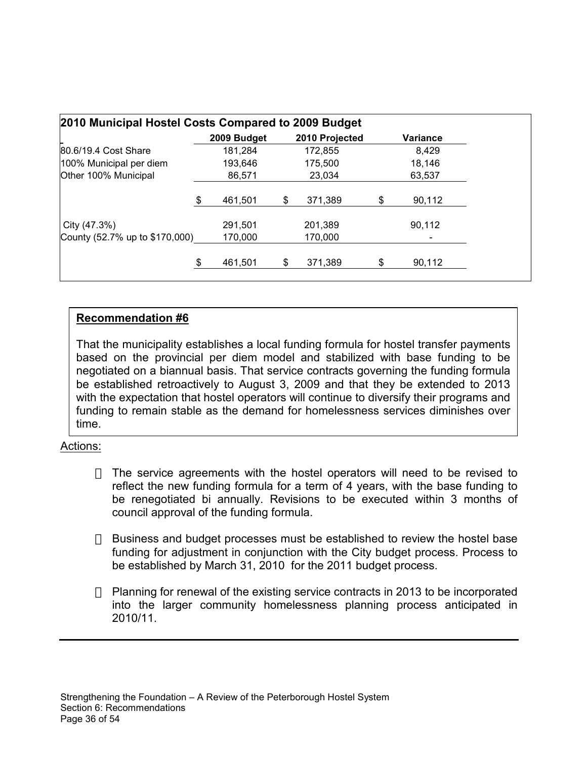**2010 Municipal Hostel Costs Compared to 2009 Budget**

| | 2009 Budget | 2010 Projected | Variance |
|---|---|---|---|
| 80.6/19.4 Cost Share | 181,284 | 172,855 | 8,429 |
| 100% Municipal per diem | 193,646 | 175,500 | 18,146 |
| Other 100% Municipal | 86,571 | 23,034 | 63,537 |
| | $ 461,501 | $ 371,389 | $ 90,112 |
| City (47.3%) | 291,501 | 201,389 | 90,112 |
| County (52.7% up to $170,000) | 170,000 | 170,000 | - |
| | $ 461,501 | $ 371,389 | $ 90,112 |

**Recommendation #6**

That the municipality establishes a local funding formula for hostel transfer payments based on the provincial per diem model and stabilized with base funding to be negotiated on a biannual basis. That service contracts governing the funding formula be established retroactively to August 3, 2009 and that they be extended to 2013 with the expectation that hostel operators will continue to diversify their programs and funding to remain stable as the demand for homelessness services diminishes over time.

Actions:

- The service agreements with the hostel operators will need to be revised to reflect the new funding formula for a term of 4 years, with the base funding to be renegotiated bi annually. Revisions to be executed within 3 months of council approval of the funding formula.
- Business and budget processes must be established to review the hostel base funding for adjustment in conjunction with the City budget process. Process to be established by March 31, 2010 for the 2011 budget process.
- Planning for renewal of the existing service contracts in 2013 to be incorporated into the larger community homelessness planning process anticipated in 2010/11.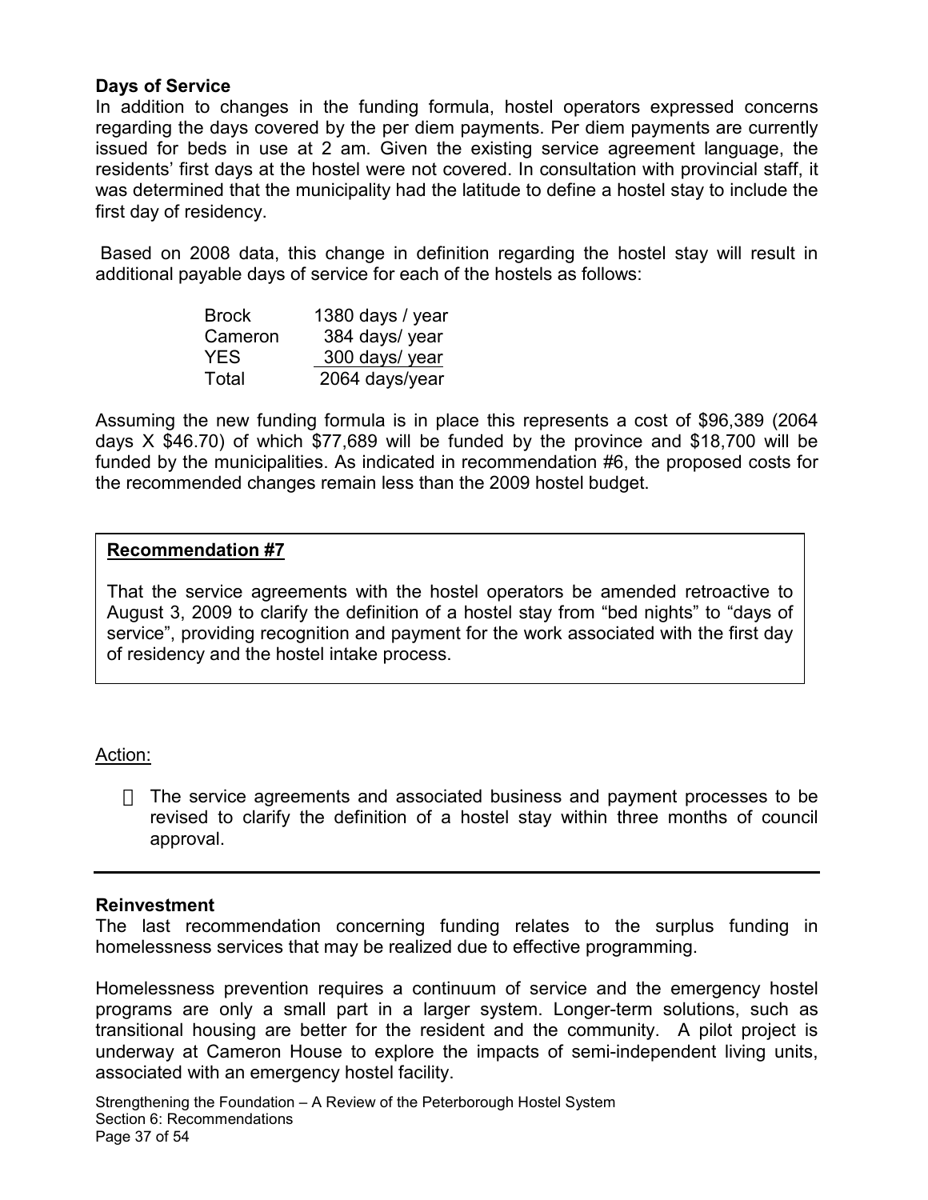**Days of Service**

In addition to changes in the funding formula, hostel operators expressed concerns regarding the days covered by the per diem payments. Per diem payments are currently issued for beds in use at 2 am. Given the existing service agreement language, the residents' first days at the hostel were not covered. In consultation with provincial staff, it was determined that the municipality had the latitude to define a hostel stay to include the first day of residency.

Based on 2008 data, this change in definition regarding the hostel stay will result in additional payable days of service for each of the hostels as follows:

| | |
|---|---|
| Brock | 1380 days / year |
| Cameron | 384 days/ year |
| YES | 300 days/ year |
| Total | 2064 days/year |

Assuming the new funding formula is in place this represents a cost of $96,389 (2064 days X $46.70) of which $77,689 will be funded by the province and $18,700 will be funded by the municipalities. As indicated in recommendation #6, the proposed costs for the recommended changes remain less than the 2009 hostel budget.

**Recommendation #7**

That the service agreements with the hostel operators be amended retroactive to August 3, 2009 to clarify the definition of a hostel stay from "bed nights" to "days of service", providing recognition and payment for the work associated with the first day of residency and the hostel intake process.

Action:

- The service agreements and associated business and payment processes to be revised to clarify the definition of a hostel stay within three months of council approval.

---

**Reinvestment**

The last recommendation concerning funding relates to the surplus funding in homelessness services that may be realized due to effective programming.

Homelessness prevention requires a continuum of service and the emergency hostel programs are only a small part in a larger system. Longer-term solutions, such as transitional housing are better for the resident and the community. A pilot project is underway at Cameron House to explore the impacts of semi-independent living units, associated with an emergency hostel facility.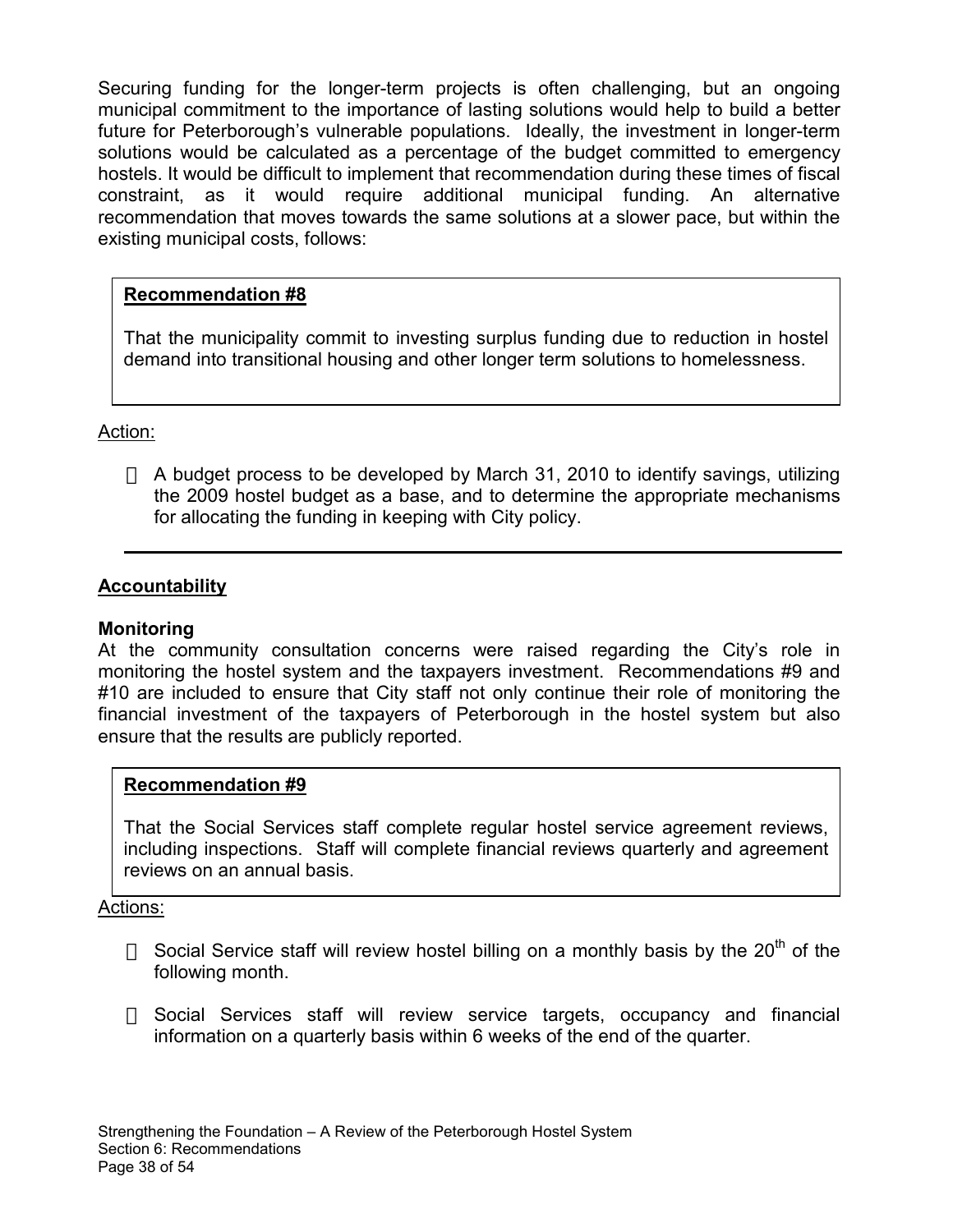Securing funding for the longer-term projects is often challenging, but an ongoing municipal commitment to the importance of lasting solutions would help to build a better future for Peterborough's vulnerable populations. Ideally, the investment in longer-term solutions would be calculated as a percentage of the budget committed to emergency hostels. It would be difficult to implement that recommendation during these times of fiscal constraint, as it would require additional municipal funding. An alternative recommendation that moves towards the same solutions at a slower pace, but within the existing municipal costs, follows:

**Recommendation #8**

That the municipality commit to investing surplus funding due to reduction in hostel demand into transitional housing and other longer term solutions to homelessness.

Action:

- A budget process to be developed by March 31, 2010 to identify savings, utilizing the 2009 hostel budget as a base, and to determine the appropriate mechanisms for allocating the funding in keeping with City policy.

---

## Accountability

### Monitoring

At the community consultation concerns were raised regarding the City's role in monitoring the hostel system and the taxpayers investment. Recommendations #9 and #10 are included to ensure that City staff not only continue their role of monitoring the financial investment of the taxpayers of Peterborough in the hostel system but also ensure that the results are publicly reported.

**Recommendation #9**

That the Social Services staff complete regular hostel service agreement reviews, including inspections. Staff will complete financial reviews quarterly and agreement reviews on an annual basis.

Actions:

- Social Service staff will review hostel billing on a monthly basis by the 20th of the following month.
- Social Services staff will review service targets, occupancy and financial information on a quarterly basis within 6 weeks of the end of the quarter.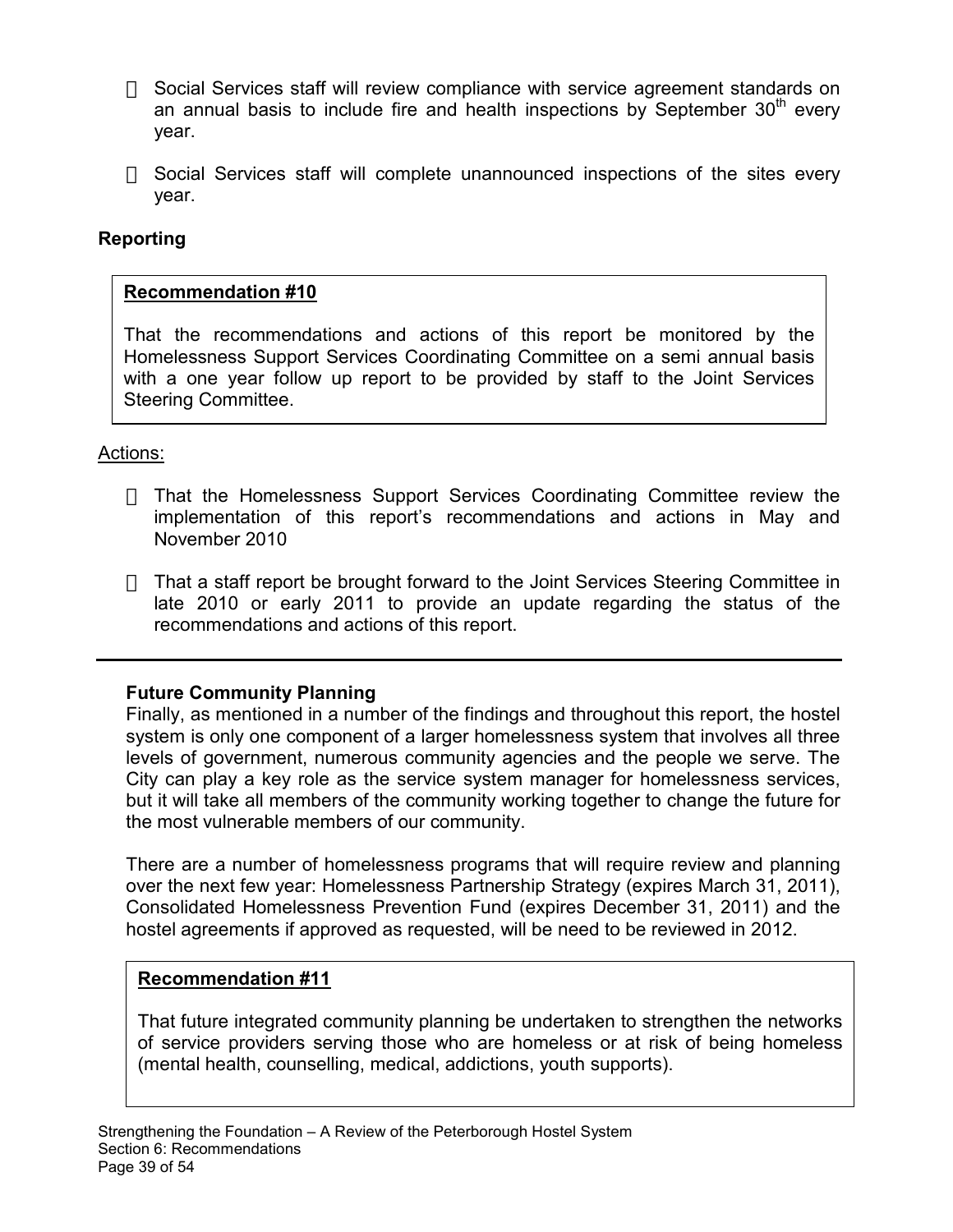- Social Services staff will review compliance with service agreement standards on an annual basis to include fire and health inspections by September 30th every year.

- Social Services staff will complete unannounced inspections of the sites every year.

### Reporting

**Recommendation #10**

That the recommendations and actions of this report be monitored by the Homelessness Support Services Coordinating Committee on a semi annual basis with a one year follow up report to be provided by staff to the Joint Services Steering Committee.

Actions:

- That the Homelessness Support Services Coordinating Committee review the implementation of this report's recommendations and actions in May and November 2010

- That a staff report be brought forward to the Joint Services Steering Committee in late 2010 or early 2011 to provide an update regarding the status of the recommendations and actions of this report.

---

### Future Community Planning

Finally, as mentioned in a number of the findings and throughout this report, the hostel system is only one component of a larger homelessness system that involves all three levels of government, numerous community agencies and the people we serve. The City can play a key role as the service system manager for homelessness services, but it will take all members of the community working together to change the future for the most vulnerable members of our community.

There are a number of homelessness programs that will require review and planning over the next few year: Homelessness Partnership Strategy (expires March 31, 2011), Consolidated Homelessness Prevention Fund (expires December 31, 2011) and the hostel agreements if approved as requested, will be need to be reviewed in 2012.

**Recommendation #11**

That future integrated community planning be undertaken to strengthen the networks of service providers serving those who are homeless or at risk of being homeless (mental health, counselling, medical, addictions, youth supports).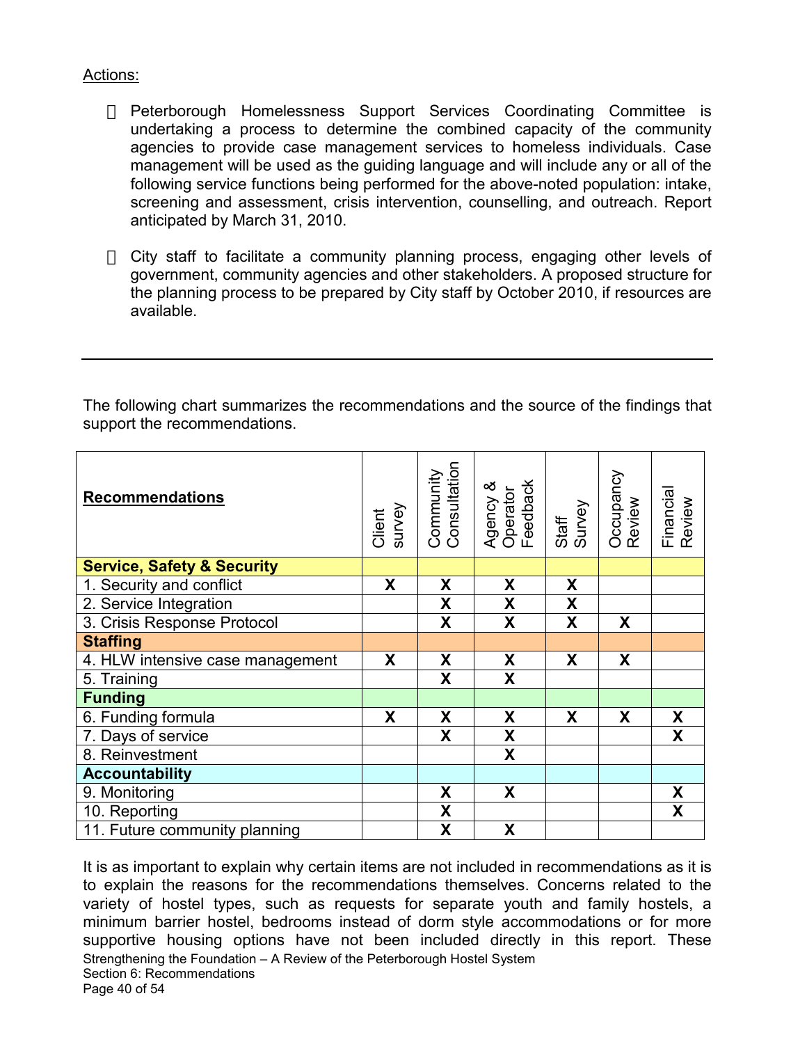Actions:

- Peterborough Homelessness Support Services Coordinating Committee is undertaking a process to determine the combined capacity of the community agencies to provide case management services to homeless individuals. Case management will be used as the guiding language and will include any or all of the following service functions being performed for the above-noted population: intake, screening and assessment, crisis intervention, counselling, and outreach. Report anticipated by March 31, 2010.

- City staff to facilitate a community planning process, engaging other levels of government, community agencies and other stakeholders. A proposed structure for the planning process to be prepared by City staff by October 2010, if resources are available.

---

The following chart summarizes the recommendations and the source of the findings that support the recommendations.

| **Recommendations** | Client survey | Community Consultation | Agency & Operator Feedback | Staff Survey | Occupancy Review | Financial Review |
|---|---|---|---|---|---|---|
| **Service, Safety & Security** | | | | | | |
| 1. Security and conflict | X | X | X | X | | |
| 2. Service Integration | | X | X | X | | |
| 3. Crisis Response Protocol | | X | X | X | X | |
| **Staffing** | | | | | | |
| 4. HLW intensive case management | X | X | X | X | X | |
| 5. Training | | X | X | | | |
| **Funding** | | | | | | |
| 6. Funding formula | X | X | X | X | X | X |
| 7. Days of service | | X | X | | | X |
| 8. Reinvestment | | | X | | | |
| **Accountability** | | | | | | |
| 9. Monitoring | | X | X | | | X |
| 10. Reporting | | X | | | | X |
| 11. Future community planning | | X | X | | | |

It is as important to explain why certain items are not included in recommendations as it is to explain the reasons for the recommendations themselves. Concerns related to the variety of hostel types, such as requests for separate youth and family hostels, a minimum barrier hostel, bedrooms instead of dorm style accommodations or for more supportive housing options have not been included directly in this report. These